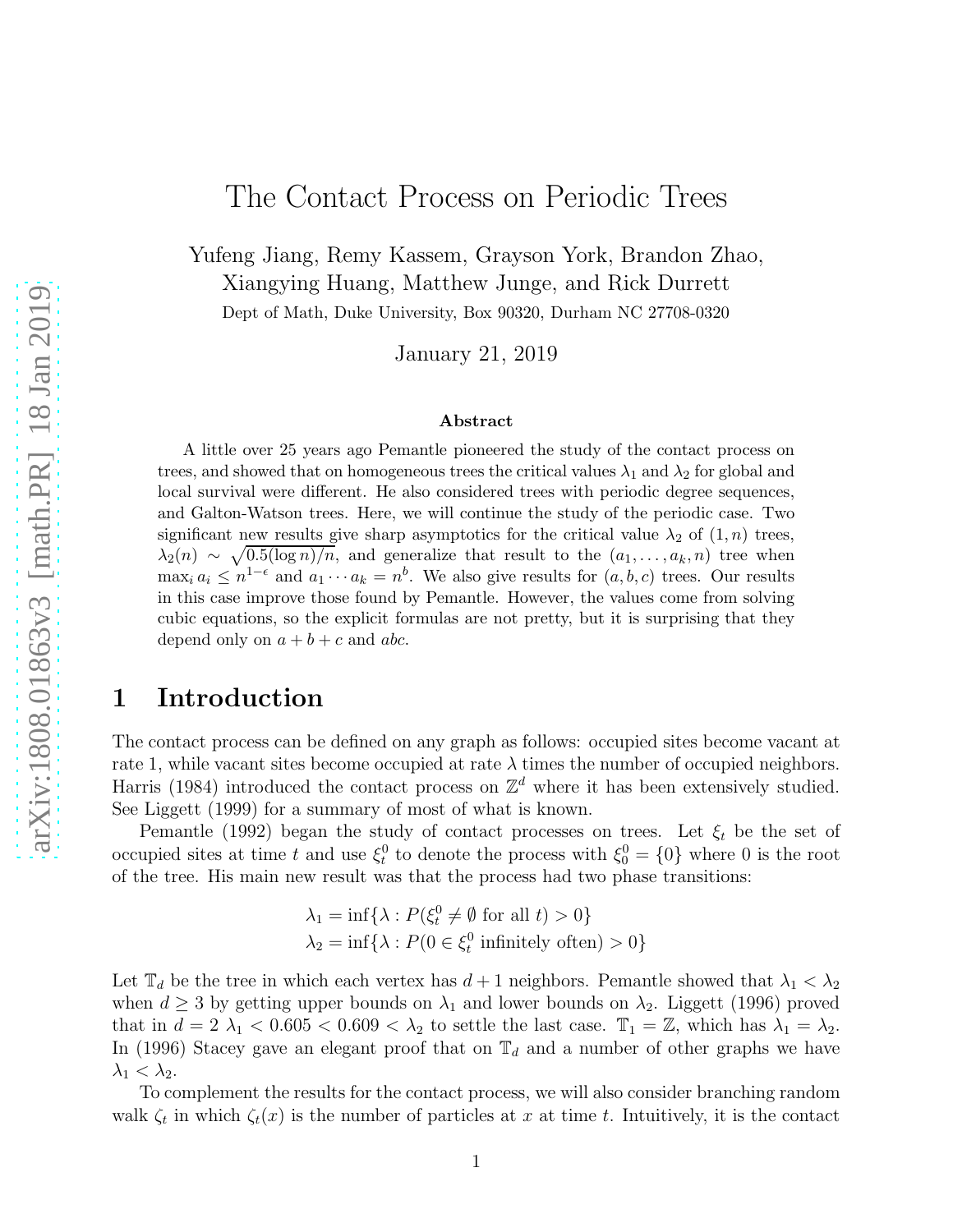# The Contact Process on Periodic Trees

Yufeng Jiang, Remy Kassem, Grayson York, Brandon Zhao, Xiangying Huang, Matthew Junge, and Rick Durrett

Dept of Math, Duke University, Box 90320, Durham NC 27708-0320

January 21, 2019

### Abstract

A little over 25 years ago Pemantle pioneered the study of the contact process on trees, and showed that on homogeneous trees the critical values $\lambda_1$ and $\lambda_2$ for global and local survival were different. He also considered trees with periodic degree sequences, and Galton-Watson trees. Here, we will continue the study of the periodic case. Two significant new results give sharp asymptotics for the critical value $\lambda_2$ of $(1, n)$ trees, $\lambda_2(n) \sim \sqrt{0.5(\log n)/n}$, and generalize that result to the $(a_1, \ldots, a_k, n)$ tree when $\max_i a_i \le n^{1-\epsilon}$ and $a_1 \cdots a_k = n^b$. We also give results for $(a, b, c)$ trees. Our results in this case improve those found by Pemantle. However, the values come from solving cubic equations, so the explicit formulas are not pretty, but it is surprising that they depend only on $a + b + c$ and $abc$.

## 1 Introduction

The contact process can be defined on any graph as follows: occupied sites become vacant at rate 1, while vacant sites become occupied at rate $\lambda$ times the number of occupied neighbors. Harris (1984) introduced the contact process on $\mathbb{Z}^d$ where it has been extensively studied. See Liggett (1999) for a summary of most of what is known.

Pemantle (1992) began the study of contact processes on trees. Let $\xi_t$ be the set of occupied sites at time $t$ and use $\xi_t^0$ to denote the process with $\xi_0^0 = \{0\}$ where 0 is the root of the tree. His main new result was that the process had two phase transitions:

$$\lambda_1 = \inf\{\lambda : P(\xi_t^0 \neq \emptyset \text{ for all } t) > 0\}$$
$$\lambda_2 = \inf\{\lambda : P(0 \in \xi_t^0 \text{ infinitely often}) > 0\}$$

Let $\mathbb{T}_d$ be the tree in which each vertex has $d+1$ neighbors. Pemantle showed that $\lambda_1 < \lambda_2$ when $d \ge 3$ by getting upper bounds on $\lambda_1$ and lower bounds on $\lambda_2$. Liggett (1996) proved that in $d = 2$ $\lambda_1 < 0.605 < 0.609 < \lambda_2$ to settle the last case. $\mathbb{T}_1 = \mathbb{Z}$, which has $\lambda_1 = \lambda_2$. In (1996) Stacey gave an elegant proof that on $\mathbb{T}_d$ and a number of other graphs we have $\lambda_1 < \lambda_2$.

To complement the results for the contact process, we will also consider branching random walk $\zeta_t$ in which $\zeta_t(x)$ is the number of particles at $x$ at time $t$. Intuitively, it is the contact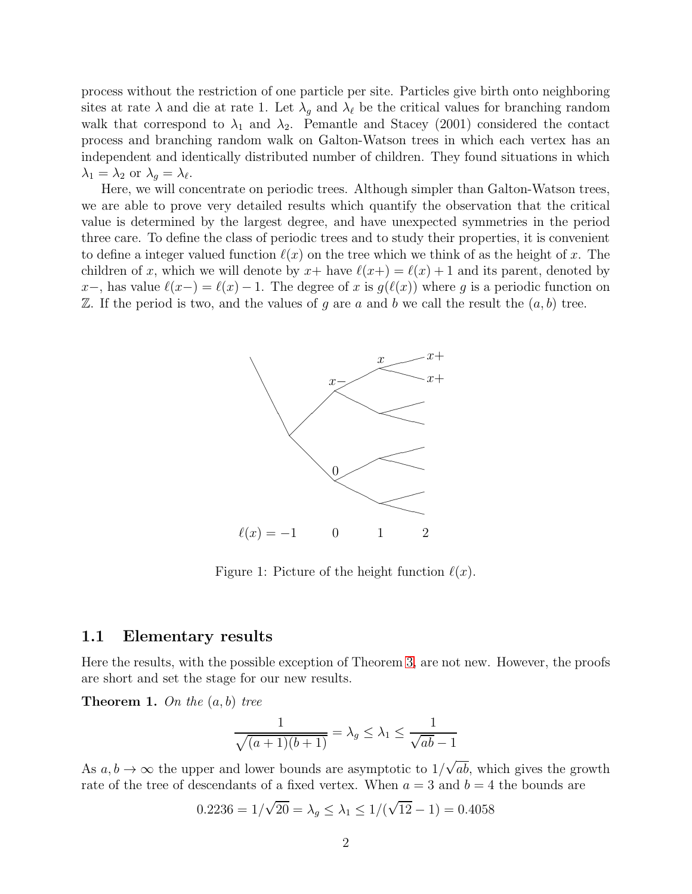process without the restriction of one particle per site. Particles give birth onto neighboring sites at rate $\lambda$ and die at rate 1. Let $\lambda_g$ and $\lambda_\ell$ be the critical values for branching random walk that correspond to $\lambda_1$ and $\lambda_2$. Pemantle and Stacey (2001) considered the contact process and branching random walk on Galton-Watson trees in which each vertex has an independent and identically distributed number of children. They found situations in which $\lambda_1 = \lambda_2$ or $\lambda_g = \lambda_\ell$.

Here, we will concentrate on periodic trees. Although simpler than Galton-Watson trees, we are able to prove very detailed results which quantify the observation that the critical value is determined by the largest degree, and have unexpected symmetries in the period three care. To define the class of periodic trees and to study their properties, it is convenient to define a integer valued function $\ell(x)$ on the tree which we think of as the height of $x$. The children of $x$, which we will denote by $x+$ have $\ell(x+) = \ell(x) + 1$ and its parent, denoted by $x-$, has value $\ell(x-) = \ell(x) - 1$. The degree of $x$ is $g(\ell(x))$ where $g$ is a periodic function on $\mathbb{Z}$. If the period is two, and the values of $g$ are $a$ and $b$ we call the result the $(a, b)$ tree.

Figure 1: Picture of the height function $\ell(x)$.

## 1.1 Elementary results

Here the results, with the possible exception of Theorem 3, are not new. However, the proofs are short and set the stage for our new results.

**Theorem 1.** *On the $(a, b)$ tree*

$$\frac{1}{\sqrt{(a+1)(b+1)}} = \lambda_g \leq \lambda_1 \leq \frac{1}{\sqrt{ab} - 1}$$

As $a, b \to \infty$ the upper and lower bounds are asymptotic to $1/\sqrt{ab}$, which gives the growth rate of the tree of descendants of a fixed vertex. When $a = 3$ and $b = 4$ the bounds are

$$0.2236 = 1/\sqrt{20} = \lambda_g \leq \lambda_1 \leq 1/(\sqrt{12} - 1) = 0.4058$$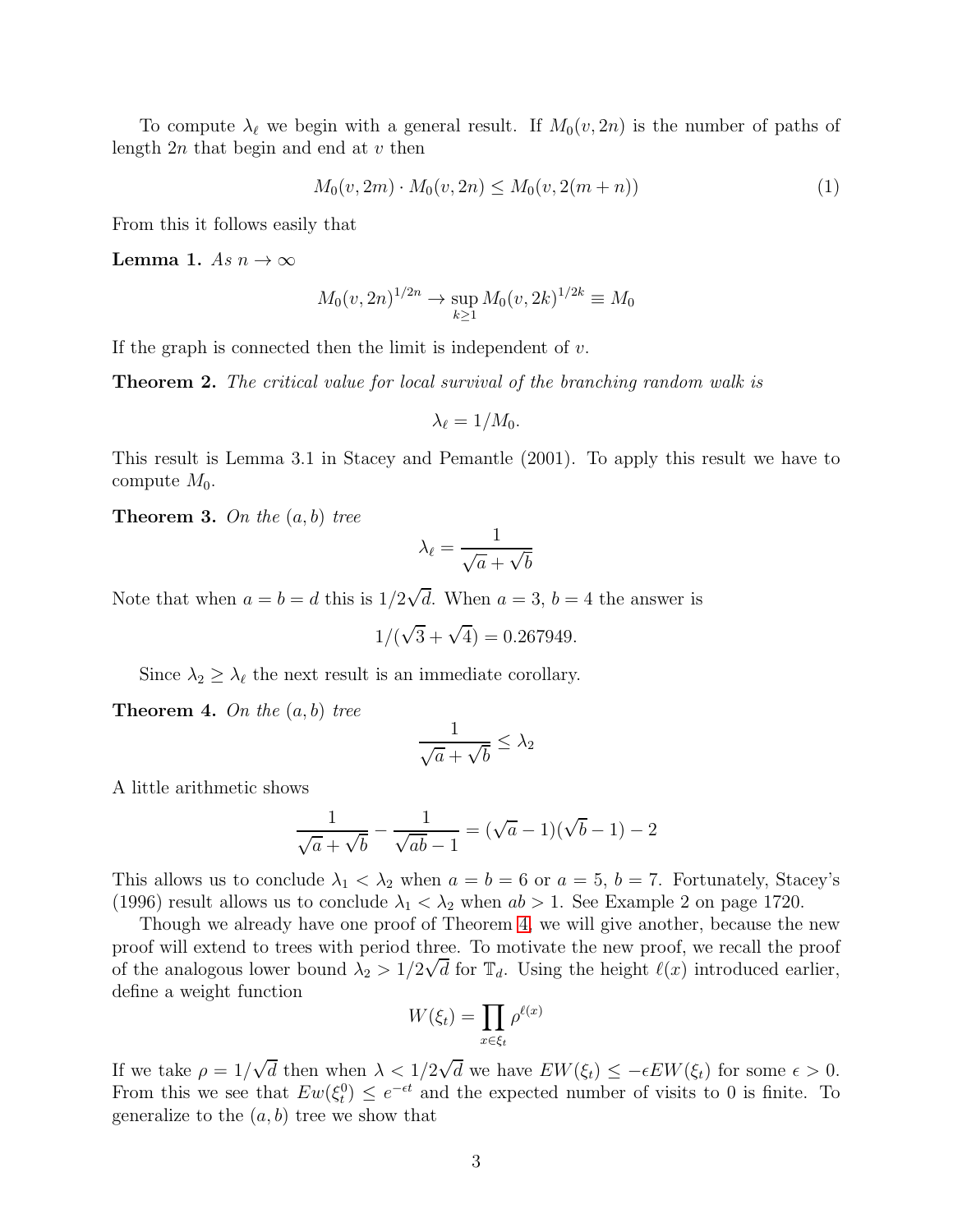To compute $\lambda_\ell$ we begin with a general result. If $M_0(v, 2n)$ is the number of paths of length $2n$ that begin and end at $v$ then

$$M_0(v, 2m) \cdot M_0(v, 2n) \leq M_0(v, 2(m+n)) \tag{1}$$

From this it follows easily that

**Lemma 1.** *As $n \to \infty$*

$$M_0(v, 2n)^{1/2n} \to \sup_{k \geq 1} M_0(v, 2k)^{1/2k} \equiv M_0$$

*If the graph is connected then the limit is independent of $v$.*

**Theorem 2.** *The critical value for local survival of the branching random walk is*

$$\lambda_\ell = 1/M_0.$$

This result is Lemma 3.1 in Stacey and Pemantle (2001). To apply this result we have to compute $M_0$.

**Theorem 3.** *On the $(a, b)$ tree*

$$\lambda_\ell = \frac{1}{\sqrt{a} + \sqrt{b}}$$

Note that when $a = b = d$ this is $1/2\sqrt{d}$. When $a = 3$, $b = 4$ the answer is

$$1/(\sqrt{3} + \sqrt{4}) = 0.267949.$$

Since $\lambda_2 \geq \lambda_\ell$ the next result is an immediate corollary.

**Theorem 4.** *On the $(a, b)$ tree*

$$\frac{1}{\sqrt{a} + \sqrt{b}} \leq \lambda_2$$

A little arithmetic shows

$$\frac{1}{\sqrt{a} + \sqrt{b}} - \frac{1}{\sqrt{ab} - 1} = (\sqrt{a} - 1)(\sqrt{b} - 1) - 2$$

This allows us to conclude $\lambda_1 < \lambda_2$ when $a = b = 6$ or $a = 5$, $b = 7$. Fortunately, Stacey's (1996) result allows us to conclude $\lambda_1 < \lambda_2$ when $ab > 1$. See Example 2 on page 1720.

Though we already have one proof of Theorem 4, we will give another, because the new proof will extend to trees with period three. To motivate the new proof, we recall the proof of the analogous lower bound $\lambda_2 > 1/2\sqrt{d}$ for $\mathbb{T}_d$. Using the height $\ell(x)$ introduced earlier, define a weight function

$$W(\xi_t) = \prod_{x \in \xi_t} \rho^{\ell(x)}$$

If we take $\rho = 1/\sqrt{d}$ then when $\lambda < 1/2\sqrt{d}$ we have $EW(\xi_t) \leq -\epsilon EW(\xi_t)$ for some $\epsilon > 0$. From this we see that $Ew(\xi_t^0) \leq e^{-\epsilon t}$ and the expected number of visits to 0 is finite. To generalize to the $(a, b)$ tree we show that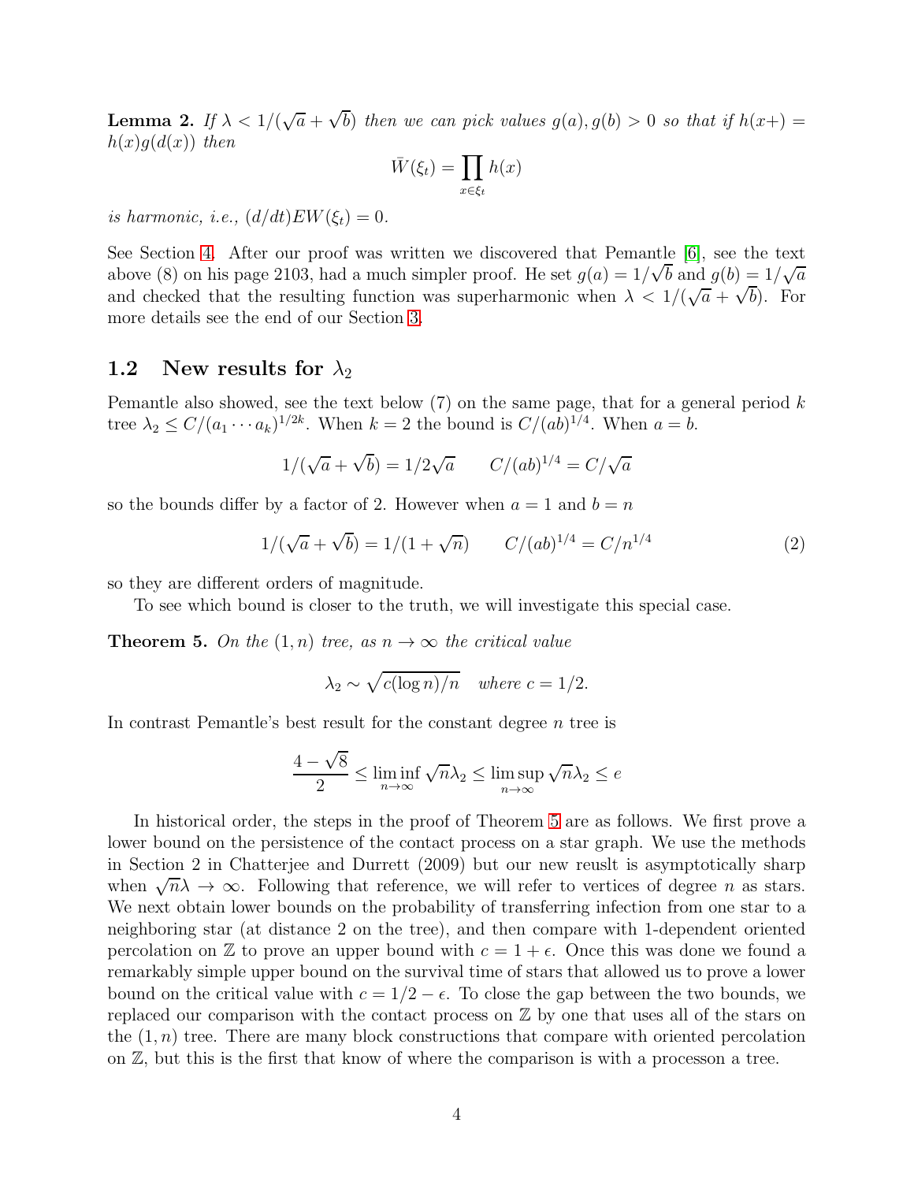**Lemma 2.** *If $\lambda < 1/(\sqrt{a}+\sqrt{b})$ then we can pick values $g(a), g(b) > 0$ so that if $h(x+) = h(x)g(d(x))$ then*

$$\bar{W}(\xi_t) = \prod_{x \in \xi_t} h(x)$$

*is harmonic, i.e., $(d/dt)EW(\xi_t) = 0$.*

See Section 4. After our proof was written we discovered that Pemantle [6], see the text above (8) on his page 2103, had a much simpler proof. He set $g(a) = 1/\sqrt{b}$ and $g(b) = 1/\sqrt{a}$ and checked that the resulting function was superharmonic when $\lambda < 1/(\sqrt{a}+\sqrt{b})$. For more details see the end of our Section 3.

## 1.2 New results for $\lambda_2$

Pemantle also showed, see the text below (7) on the same page, that for a general period $k$ tree $\lambda_2 \le C/(a_1 \cdots a_k)^{1/2k}$. When $k = 2$ the bound is $C/(ab)^{1/4}$. When $a = b$.

$$1/(\sqrt{a}+\sqrt{b}) = 1/2\sqrt{a} \qquad C/(ab)^{1/4} = C/\sqrt{a}$$

so the bounds differ by a factor of 2. However when $a = 1$ and $b = n$

$$1/(\sqrt{a}+\sqrt{b}) = 1/(1+\sqrt{n}) \qquad C/(ab)^{1/4} = C/n^{1/4} \tag{2}$$

so they are different orders of magnitude.

To see which bound is closer to the truth, we will investigate this special case.

**Theorem 5.** *On the $(1, n)$ tree, as $n \to \infty$ the critical value*

$$\lambda_2 \sim \sqrt{c(\log n)/n} \quad \textit{where } c = 1/2.$$

In contrast Pemantle's best result for the constant degree $n$ tree is

$$\frac{4-\sqrt{8}}{2} \le \liminf_{n\to\infty} \sqrt{n}\lambda_2 \le \limsup_{n\to\infty} \sqrt{n}\lambda_2 \le e$$

In historical order, the steps in the proof of Theorem 5 are as follows. We first prove a lower bound on the persistence of the contact process on a star graph. We use the methods in Section 2 in Chatterjee and Durrett (2009) but our new reuslt is asymptotically sharp when $\sqrt{n}\lambda \to \infty$. Following that reference, we will refer to vertices of degree $n$ as stars. We next obtain lower bounds on the probability of transferring infection from one star to a neighboring star (at distance 2 on the tree), and then compare with 1-dependent oriented percolation on $\mathbb{Z}$ to prove an upper bound with $c = 1+\epsilon$. Once this was done we found a remarkably simple upper bound on the survival time of stars that allowed us to prove a lower bound on the critical value with $c = 1/2 - \epsilon$. To close the gap between the two bounds, we replaced our comparison with the contact process on $\mathbb{Z}$ by one that uses all of the stars on the $(1, n)$ tree. There are many block constructions that compare with oriented percolation on $\mathbb{Z}$, but this is the first that know of where the comparison is with a processon a tree.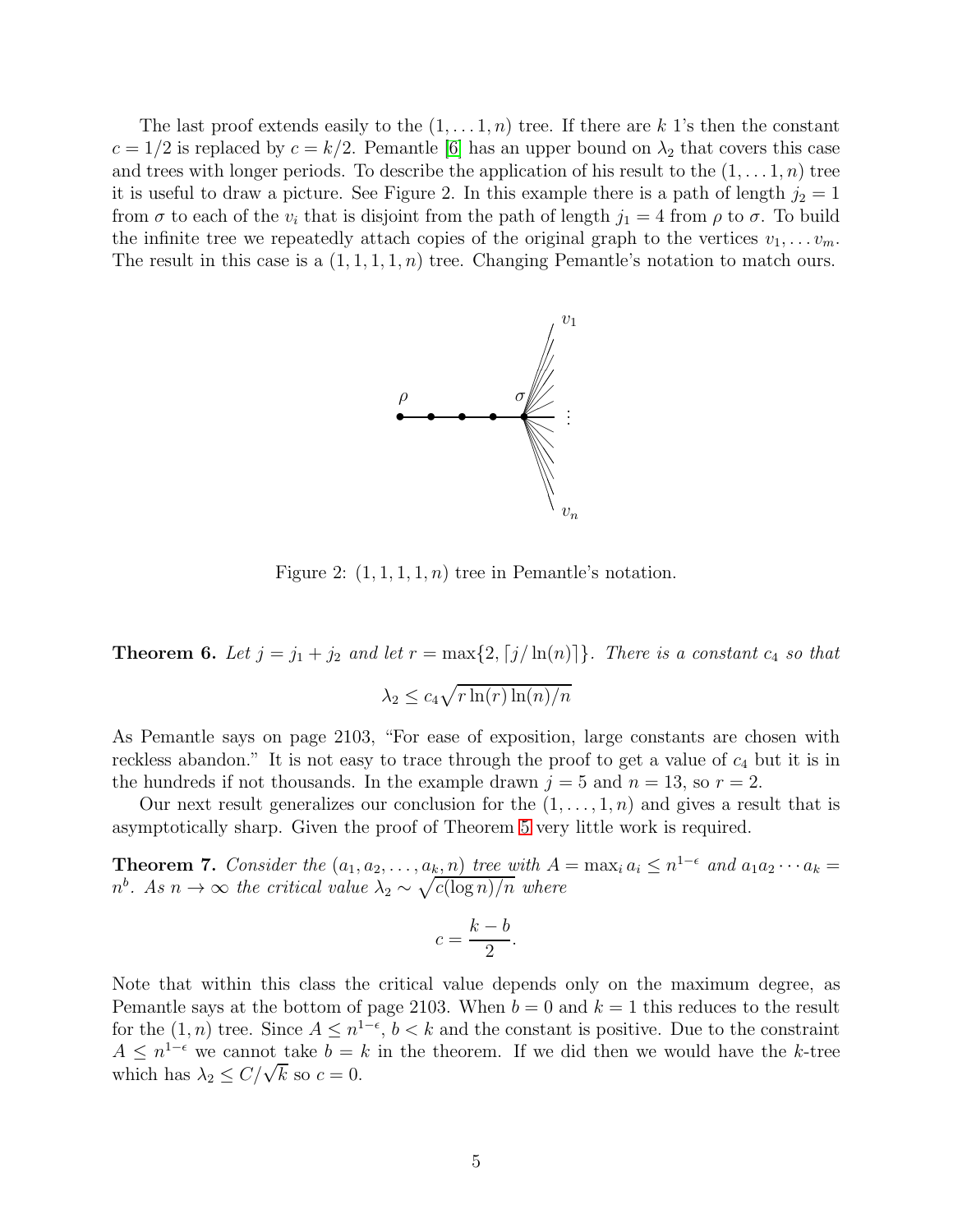The last proof extends easily to the $(1, \dots 1, n)$ tree. If there are $k$ 1's then the constant $c = 1/2$ is replaced by $c = k/2$. Pemantle [6] has an upper bound on $\lambda_2$ that covers this case and trees with longer periods. To describe the application of his result to the $(1, \dots 1, n)$ tree it is useful to draw a picture. See Figure 2. In this example there is a path of length $j_2 = 1$ from $\sigma$ to each of the $v_i$ that is disjoint from the path of length $j_1 = 4$ from $\rho$ to $\sigma$. To build the infinite tree we repeatedly attach copies of the original graph to the vertices $v_1, \dots v_m$. The result in this case is a $(1, 1, 1, 1, n)$ tree. Changing Pemantle's notation to match ours.

Figure 2: $(1, 1, 1, 1, n)$ tree in Pemantle's notation.

**Theorem 6.** *Let $j = j_1 + j_2$ and let $r = \max\{2, \lceil j/\ln(n) \rceil\}$. There is a constant $c_4$ so that*

$$\lambda_2 \le c_4 \sqrt{r \ln(r) \ln(n)/n}$$

As Pemantle says on page 2103, "For ease of exposition, large constants are chosen with reckless abandon." It is not easy to trace through the proof to get a value of $c_4$ but it is in the hundreds if not thousands. In the example drawn $j = 5$ and $n = 13$, so $r = 2$.

Our next result generalizes our conclusion for the $(1, \dots, 1, n)$ and gives a result that is asymptotically sharp. Given the proof of Theorem 5 very little work is required.

**Theorem 7.** *Consider the $(a_1, a_2, \dots, a_k, n)$ tree with $A = \max_i a_i \le n^{1-\epsilon}$ and $a_1 a_2 \cdots a_k = n^b$. As $n \to \infty$ the critical value $\lambda_2 \sim \sqrt{c(\log n)/n}$ where*

$$c = \frac{k - b}{2}.$$

Note that within this class the critical value depends only on the maximum degree, as Pemantle says at the bottom of page 2103. When $b = 0$ and $k = 1$ this reduces to the result for the $(1, n)$ tree. Since $A \le n^{1-\epsilon}$, $b < k$ and the constant is positive. Due to the constraint $A \le n^{1-\epsilon}$ we cannot take $b = k$ in the theorem. If we did then we would have the $k$-tree which has $\lambda_2 \le C/\sqrt{k}$ so $c = 0$.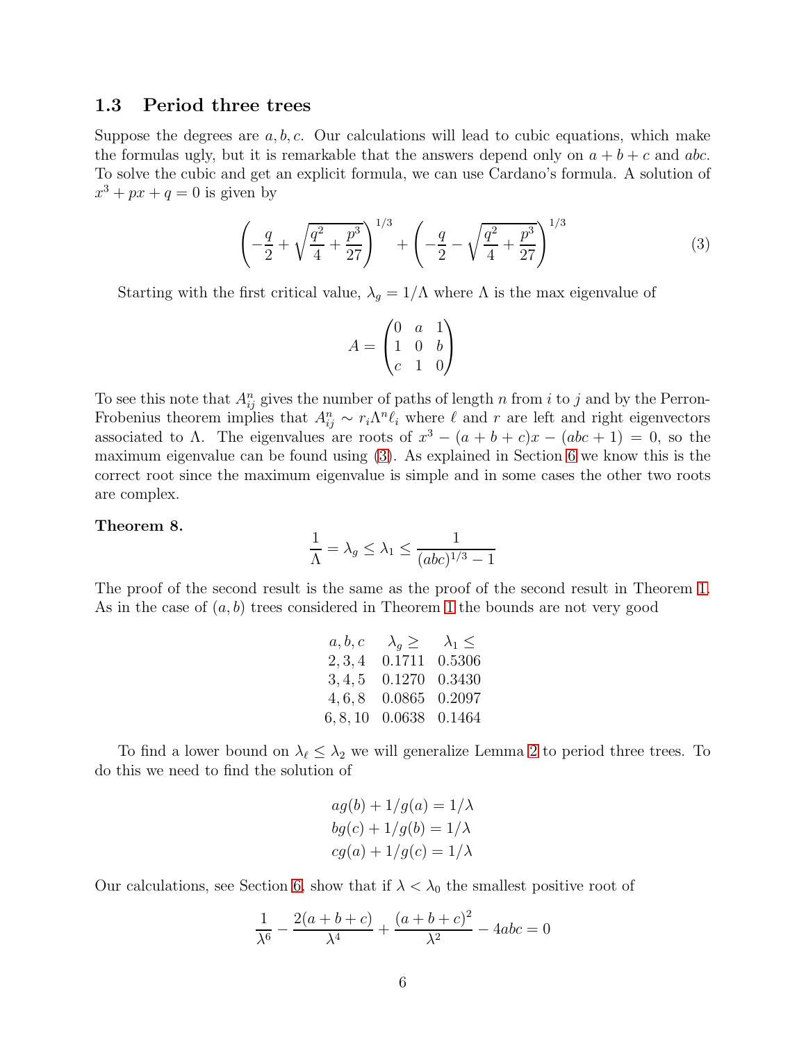### 1.3 Period three trees

Suppose the degrees are $a, b, c$. Our calculations will lead to cubic equations, which make the formulas ugly, but it is remarkable that the answers depend only on $a+b+c$ and $abc$. To solve the cubic and get an explicit formula, we can use Cardano's formula. A solution of $x^3 + px + q = 0$ is given by

$$\left(-\frac{q}{2} + \sqrt{\frac{q^2}{4} + \frac{p^3}{27}}\right)^{1/3} + \left(-\frac{q}{2} - \sqrt{\frac{q^2}{4} + \frac{p^3}{27}}\right)^{1/3} \tag{3}$$

Starting with the first critical value, $\lambda_g = 1/\Lambda$ where $\Lambda$ is the max eigenvalue of

$$A = \begin{pmatrix} 0 & a & 1 \\ 1 & 0 & b \\ c & 1 & 0 \end{pmatrix}$$

To see this note that $A^n_{ij}$ gives the number of paths of length $n$ from $i$ to $j$ and by the Perron-Frobenius theorem implies that $A^n_{ij} \sim r_i \Lambda^n \ell_i$ where $\ell$ and $r$ are left and right eigenvectors associated to $\Lambda$. The eigenvalues are roots of $x^3 - (a+b+c)x - (abc+1) = 0$, so the maximum eigenvalue can be found using (3). As explained in Section 6 we know this is the correct root since the maximum eigenvalue is simple and in some cases the other two roots are complex.

**Theorem 8.**

$$\frac{1}{\Lambda} = \lambda_g \leq \lambda_1 \leq \frac{1}{(abc)^{1/3} - 1}$$

The proof of the second result is the same as the proof of the second result in Theorem 1. As in the case of $(a,b)$ trees considered in Theorem 1 the bounds are not very good

| $a, b, c$ | $\lambda_g \geq$ | $\lambda_1 \leq$ |
|---|---|---|
| 2, 3, 4 | 0.1711 | 0.5306 |
| 3, 4, 5 | 0.1270 | 0.3430 |
| 4, 6, 8 | 0.0865 | 0.2097 |
| 6, 8, 10 | 0.0638 | 0.1464 |

To find a lower bound on $\lambda_\ell \leq \lambda_2$ we will generalize Lemma 2 to period three trees. To do this we need to find the solution of

$$\begin{aligned} ag(b) + 1/g(a) &= 1/\lambda \\ bg(c) + 1/g(b) &= 1/\lambda \\ cg(a) + 1/g(c) &= 1/\lambda \end{aligned}$$

Our calculations, see Section 6, show that if $\lambda < \lambda_0$ the smallest positive root of

$$\frac{1}{\lambda^6} - \frac{2(a+b+c)}{\lambda^4} + \frac{(a+b+c)^2}{\lambda^2} - 4abc = 0$$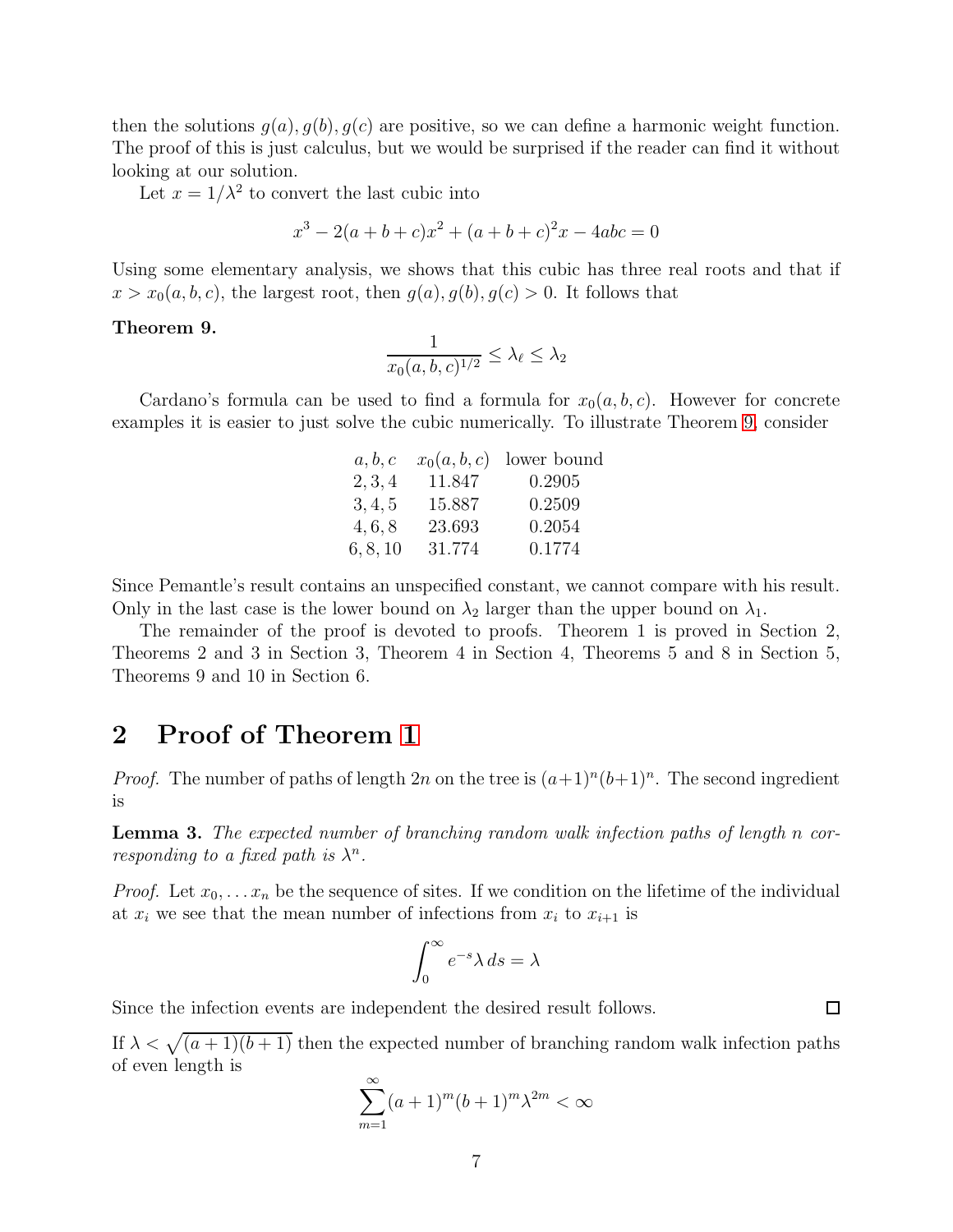then the solutions $g(a), g(b), g(c)$ are positive, so we can define a harmonic weight function. The proof of this is just calculus, but we would be surprised if the reader can find it without looking at our solution.

Let $x = 1/\lambda^2$ to convert the last cubic into

$$x^3 - 2(a+b+c)x^2 + (a+b+c)^2 x - 4abc = 0$$

Using some elementary analysis, we shows that this cubic has three real roots and that if $x > x_0(a, b, c)$, the largest root, then $g(a), g(b), g(c) > 0$. It follows that

**Theorem 9.**

$$\frac{1}{x_0(a,b,c)^{1/2}} \leq \lambda_\ell \leq \lambda_2$$

Cardano's formula can be used to find a formula for $x_0(a, b, c)$. However for concrete examples it is easier to just solve the cubic numerically. To illustrate Theorem 9, consider

| $a, b, c$ | $x_0(a, b, c)$ | lower bound |
|---|---|---|
| $2, 3, 4$ | 11.847 | 0.2905 |
| $3, 4, 5$ | 15.887 | 0.2509 |
| $4, 6, 8$ | 23.693 | 0.2054 |
| $6, 8, 10$ | 31.774 | 0.1774 |

Since Pemantle's result contains an unspecified constant, we cannot compare with his result. Only in the last case is the lower bound on $\lambda_2$ larger than the upper bound on $\lambda_1$.

The remainder of the proof is devoted to proofs. Theorem 1 is proved in Section 2, Theorems 2 and 3 in Section 3, Theorem 4 in Section 4, Theorems 5 and 8 in Section 5, Theorems 9 and 10 in Section 6.

## 2 Proof of Theorem 1

*Proof.* The number of paths of length $2n$ on the tree is $(a+1)^n(b+1)^n$. The second ingredient is

**Lemma 3.** *The expected number of branching random walk infection paths of length $n$ corresponding to a fixed path is $\lambda^n$.*

*Proof.* Let $x_0, \ldots x_n$ be the sequence of sites. If we condition on the lifetime of the individual at $x_i$ we see that the mean number of infections from $x_i$ to $x_{i+1}$ is

$$\int_0^\infty e^{-s} \lambda \, ds = \lambda$$

Since the infection events are independent the desired result follows. □

If $\lambda < \sqrt{(a+1)(b+1)}$ then the expected number of branching random walk infection paths of even length is

$$\sum_{m=1}^{\infty} (a+1)^m (b+1)^m \lambda^{2m} < \infty$$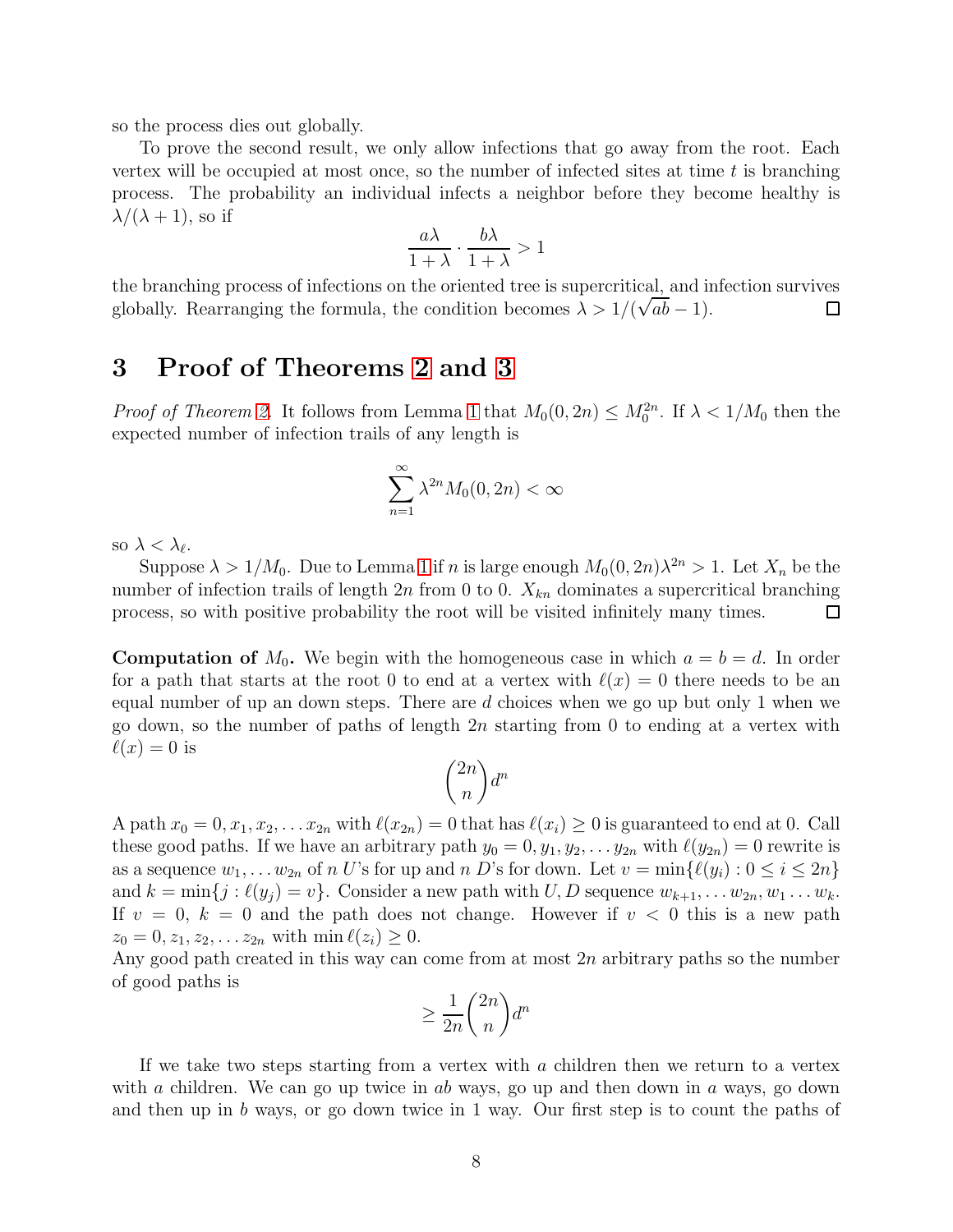so the process dies out globally.

To prove the second result, we only allow infections that go away from the root. Each vertex will be occupied at most once, so the number of infected sites at time $t$ is branching process. The probability an individual infects a neighbor before they become healthy is $\lambda/(\lambda+1)$, so if

$$\frac{a\lambda}{1+\lambda} \cdot \frac{b\lambda}{1+\lambda} > 1$$

the branching process of infections on the oriented tree is supercritical, and infection survives globally. Rearranging the formula, the condition becomes $\lambda > 1/(\sqrt{ab}-1)$. ☐

# 3 Proof of Theorems 2 and 3

*Proof of Theorem 2.* It follows from Lemma 1 that $M_0(0, 2n) \le M_0^{2n}$. If $\lambda < 1/M_0$ then the expected number of infection trails of any length is

$$\sum_{n=1}^{\infty} \lambda^{2n} M_0(0, 2n) < \infty$$

so $\lambda < \lambda_\ell$.

Suppose $\lambda > 1/M_0$. Due to Lemma 1 if $n$ is large enough $M_0(0, 2n)\lambda^{2n} > 1$. Let $X_n$ be the number of infection trails of length $2n$ from 0 to 0. $X_{kn}$ dominates a supercritical branching process, so with positive probability the root will be visited infinitely many times. ☐

**Computation of $M_0$.** We begin with the homogeneous case in which $a = b = d$. In order for a path that starts at the root 0 to end at a vertex with $\ell(x) = 0$ there needs to be an equal number of up an down steps. There are $d$ choices when we go up but only 1 when we go down, so the number of paths of length $2n$ starting from 0 to ending at a vertex with $\ell(x) = 0$ is

$$\binom{2n}{n} d^n$$

A path $x_0 = 0, x_1, x_2, \ldots x_{2n}$ with $\ell(x_{2n}) = 0$ that has $\ell(x_i) \ge 0$ is guaranteed to end at 0. Call these good paths. If we have an arbitrary path $y_0 = 0, y_1, y_2, \ldots y_{2n}$ with $\ell(y_{2n}) = 0$ rewrite is as a sequence $w_1, \ldots w_{2n}$ of $n$ $U$'s for up and $n$ $D$'s for down. Let $v = \min\{\ell(y_i) : 0 \le i \le 2n\}$ and $k = \min\{j : \ell(y_j) = v\}$. Consider a new path with $U, D$ sequence $w_{k+1}, \ldots w_{2n}, w_1 \ldots w_k$. If $v = 0$, $k = 0$ and the path does not change. However if $v < 0$ this is a new path $z_0 = 0, z_1, z_2, \ldots z_{2n}$ with $\min \ell(z_i) \ge 0$.
Any good path created in this way can come from at most $2n$ arbitrary paths so the number of good paths is

$$\ge \frac{1}{2n}\binom{2n}{n} d^n$$

If we take two steps starting from a vertex with $a$ children then we return to a vertex with $a$ children. We can go up twice in $ab$ ways, go up and then down in $a$ ways, go down and then up in $b$ ways, or go down twice in 1 way. Our first step is to count the paths of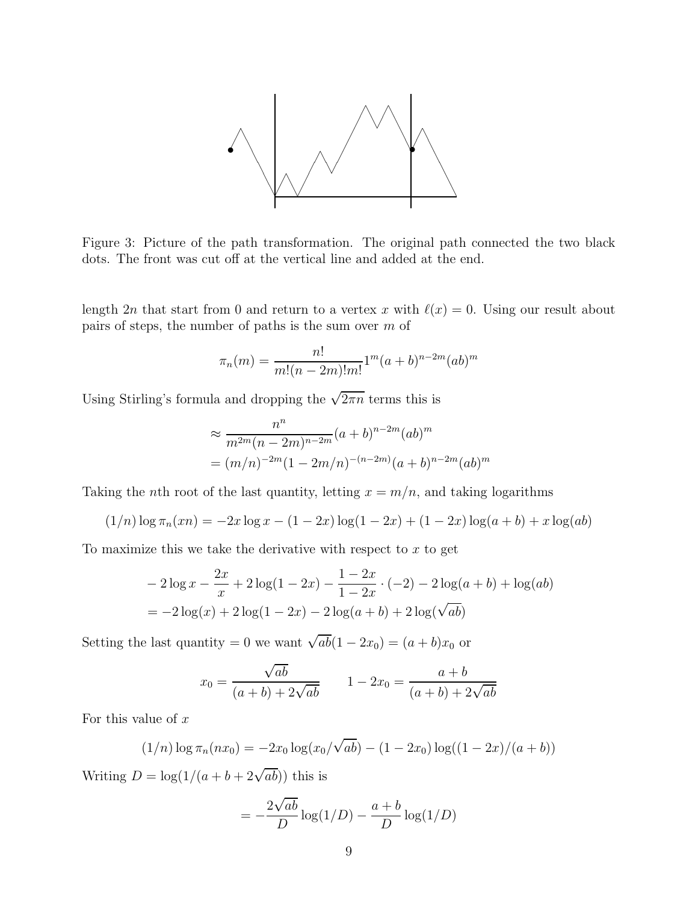Figure 3: Picture of the path transformation. The original path connected the two black dots. The front was cut off at the vertical line and added at the end.

length $2n$ that start from 0 and return to a vertex $x$ with $\ell(x) = 0$. Using our result about pairs of steps, the number of paths is the sum over $m$ of

$$\pi_n(m) = \frac{n!}{m!(n-2m)!m!} 1^m (a+b)^{n-2m} (ab)^m$$

Using Stirling's formula and dropping the $\sqrt{2\pi n}$ terms this is

$$\begin{aligned}
&\approx \frac{n^n}{m^{2m}(n-2m)^{n-2m}} (a+b)^{n-2m} (ab)^m \\
&= (m/n)^{-2m} (1-2m/n)^{-(n-2m)} (a+b)^{n-2m} (ab)^m
\end{aligned}$$

Taking the $n$th root of the last quantity, letting $x = m/n$, and taking logarithms

$$(1/n) \log \pi_n(xn) = -2x \log x - (1-2x) \log(1-2x) + (1-2x) \log(a+b) + x \log(ab)$$

To maximize this we take the derivative with respect to $x$ to get

$$\begin{aligned}
&-2 \log x - \frac{2x}{x} + 2 \log(1-2x) - \frac{1-2x}{1-2x} \cdot (-2) - 2 \log(a+b) + \log(ab) \\
&= -2 \log(x) + 2 \log(1-2x) - 2 \log(a+b) + 2 \log(\sqrt{ab})
\end{aligned}$$

Setting the last quantity $= 0$ we want $\sqrt{ab}(1-2x_0) = (a+b)x_0$ or

$$x_0 = \frac{\sqrt{ab}}{(a+b) + 2\sqrt{ab}} \qquad 1 - 2x_0 = \frac{a+b}{(a+b) + 2\sqrt{ab}}$$

For this value of $x$

$$(1/n) \log \pi_n(nx_0) = -2x_0 \log(x_0/\sqrt{ab}) - (1-2x_0) \log((1-2x)/(a+b))$$

Writing $D = \log(1/(a+b+2\sqrt{ab}))$ this is

$$= -\frac{2\sqrt{ab}}{D} \log(1/D) - \frac{a+b}{D} \log(1/D)$$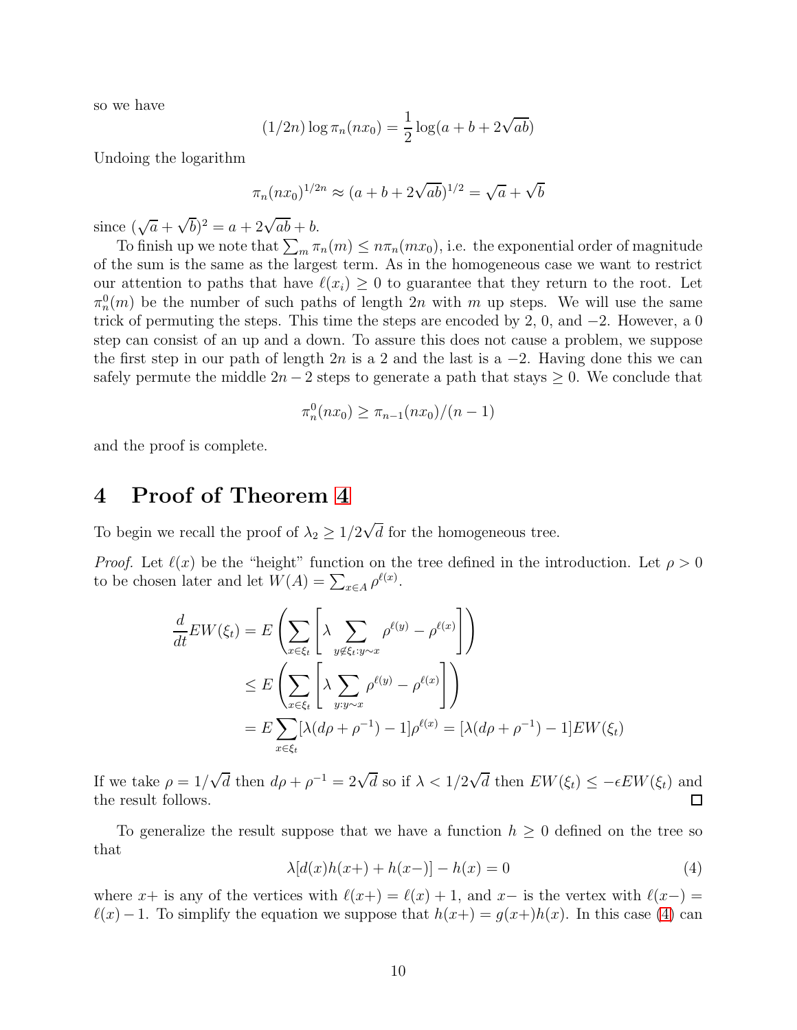so we have

$$(1/2n) \log \pi_n(nx_0) = \frac{1}{2} \log(a + b + 2\sqrt{ab})$$

Undoing the logarithm

$$\pi_n(nx_0)^{1/2n} \approx (a + b + 2\sqrt{ab})^{1/2} = \sqrt{a} + \sqrt{b}$$

since $(\sqrt{a} + \sqrt{b})^2 = a + 2\sqrt{ab} + b$.

To finish up we note that $\sum_m \pi_n(m) \le n\pi_n(mx_0)$, i.e. the exponential order of magnitude of the sum is the same as the largest term. As in the homogeneous case we want to restrict our attention to paths that have $\ell(x_i) \ge 0$ to guarantee that they return to the root. Let $\pi_n^0(m)$ be the number of such paths of length $2n$ with $m$ up steps. We will use the same trick of permuting the steps. This time the steps are encoded by 2, 0, and $-2$. However, a 0 step can consist of an up and a down. To assure this does not cause a problem, we suppose the first step in our path of length $2n$ is a 2 and the last is a $-2$. Having done this we can safely permute the middle $2n - 2$ steps to generate a path that stays $\ge 0$. We conclude that

$$\pi_n^0(nx_0) \ge \pi_{n-1}(nx_0)/(n-1)$$

and the proof is complete.

# 4 Proof of Theorem 4

To begin we recall the proof of $\lambda_2 \ge 1/2\sqrt{d}$ for the homogeneous tree.

*Proof.* Let $\ell(x)$ be the "height" function on the tree defined in the introduction. Let $\rho > 0$ to be chosen later and let $W(A) = \sum_{x \in A} \rho^{\ell(x)}$.

$$\begin{aligned}
\frac{d}{dt} EW(\xi_t) &= E\left( \sum_{x \in \xi_t} \left[ \lambda \sum_{y \notin \xi_t : y \sim x} \rho^{\ell(y)} - \rho^{\ell(x)} \right] \right) \\
&\le E\left( \sum_{x \in \xi_t} \left[ \lambda \sum_{y : y \sim x} \rho^{\ell(y)} - \rho^{\ell(x)} \right] \right) \\
&= E \sum_{x \in \xi_t} [\lambda(d\rho + \rho^{-1}) - 1]\rho^{\ell(x)} = [\lambda(d\rho + \rho^{-1}) - 1] EW(\xi_t)
\end{aligned}$$

If we take $\rho = 1/\sqrt{d}$ then $d\rho + \rho^{-1} = 2\sqrt{d}$ so if $\lambda < 1/2\sqrt{d}$ then $EW(\xi_t) \le -\epsilon EW(\xi_t)$ and the result follows. $\square$

To generalize the result suppose that we have a function $h \ge 0$ defined on the tree so that

$$\lambda[d(x)h(x+) + h(x-)] - h(x) = 0 \tag{4}$$

where $x+$ is any of the vertices with $\ell(x+) = \ell(x) + 1$, and $x-$ is the vertex with $\ell(x-) = \ell(x) - 1$. To simplify the equation we suppose that $h(x+) = g(x+)h(x)$. In this case (4) can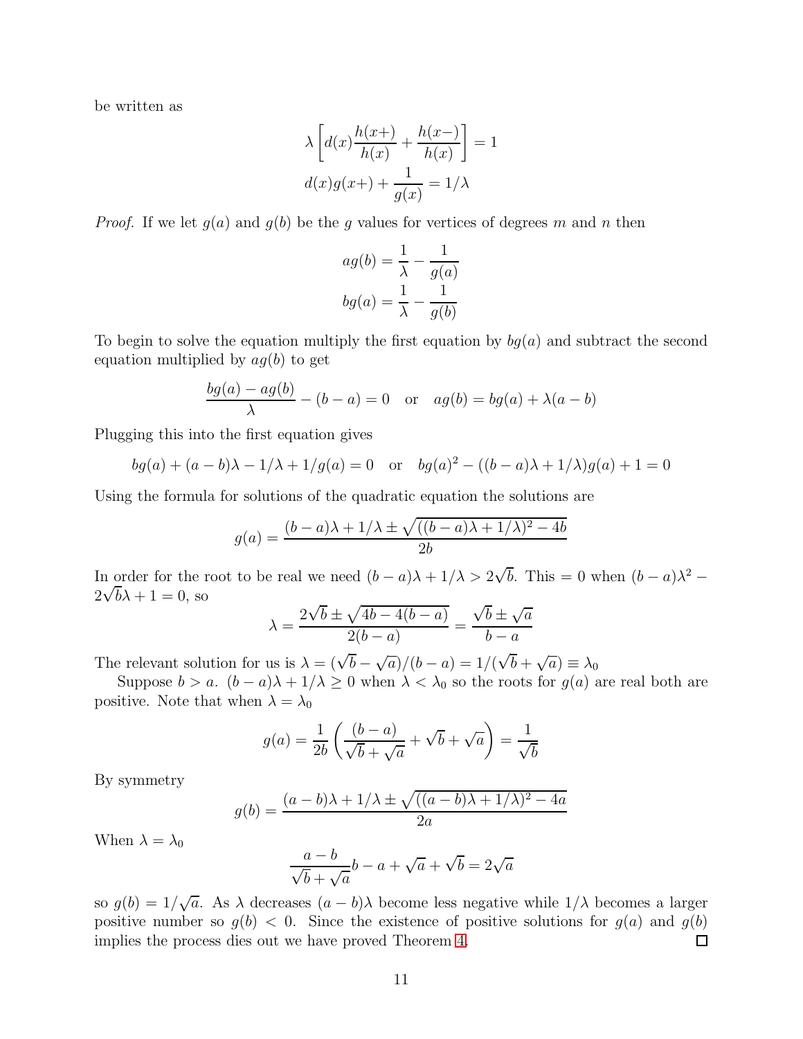be written as

$$\lambda \left[ d(x) \frac{h(x+)}{h(x)} + \frac{h(x-)}{h(x)} \right] = 1$$
$$d(x) g(x+) + \frac{1}{g(x)} = 1/\lambda$$

*Proof.* If we let $g(a)$ and $g(b)$ be the $g$ values for vertices of degrees $m$ and $n$ then

$$ag(b) = \frac{1}{\lambda} - \frac{1}{g(a)}$$
$$bg(a) = \frac{1}{\lambda} - \frac{1}{g(b)}$$

To begin to solve the equation multiply the first equation by $bg(a)$ and subtract the second equation multiplied by $ag(b)$ to get

$$\frac{bg(a) - ag(b)}{\lambda} - (b - a) = 0 \quad \text{or} \quad ag(b) = bg(a) + \lambda(a - b)$$

Plugging this into the first equation gives

$$bg(a) + (a - b)\lambda - 1/\lambda + 1/g(a) = 0 \quad \text{or} \quad bg(a)^2 - ((b - a)\lambda + 1/\lambda)g(a) + 1 = 0$$

Using the formula for solutions of the quadratic equation the solutions are

$$g(a) = \frac{(b - a)\lambda + 1/\lambda \pm \sqrt{((b - a)\lambda + 1/\lambda)^2 - 4b}}{2b}$$

In order for the root to be real we need $(b - a)\lambda + 1/\lambda > 2\sqrt{b}$. This $= 0$ when $(b - a)\lambda^2 - 2\sqrt{b}\lambda + 1 = 0$, so

$$\lambda = \frac{2\sqrt{b} \pm \sqrt{4b - 4(b - a)}}{2(b - a)} = \frac{\sqrt{b} \pm \sqrt{a}}{b - a}$$

The relevant solution for us is $\lambda = (\sqrt{b} - \sqrt{a})/(b - a) = 1/(\sqrt{b} + \sqrt{a}) \equiv \lambda_0$

Suppose $b > a$. $(b - a)\lambda + 1/\lambda \geq 0$ when $\lambda < \lambda_0$ so the roots for $g(a)$ are real both are positive. Note that when $\lambda = \lambda_0$

$$g(a) = \frac{1}{2b} \left( \frac{(b - a)}{\sqrt{b} + \sqrt{a}} + \sqrt{b} + \sqrt{a} \right) = \frac{1}{\sqrt{b}}$$

By symmetry

$$g(b) = \frac{(a - b)\lambda + 1/\lambda \pm \sqrt{((a - b)\lambda + 1/\lambda)^2 - 4a}}{2a}$$

When $\lambda = \lambda_0$

$$\frac{a - b}{\sqrt{b} + \sqrt{a}} b - a + \sqrt{a} + \sqrt{b} = 2\sqrt{a}$$

so $g(b) = 1/\sqrt{a}$. As $\lambda$ decreases $(a - b)\lambda$ become less negative while $1/\lambda$ becomes a larger positive number so $g(b) < 0$. Since the existence of positive solutions for $g(a)$ and $g(b)$ implies the process dies out we have proved Theorem 4. ☐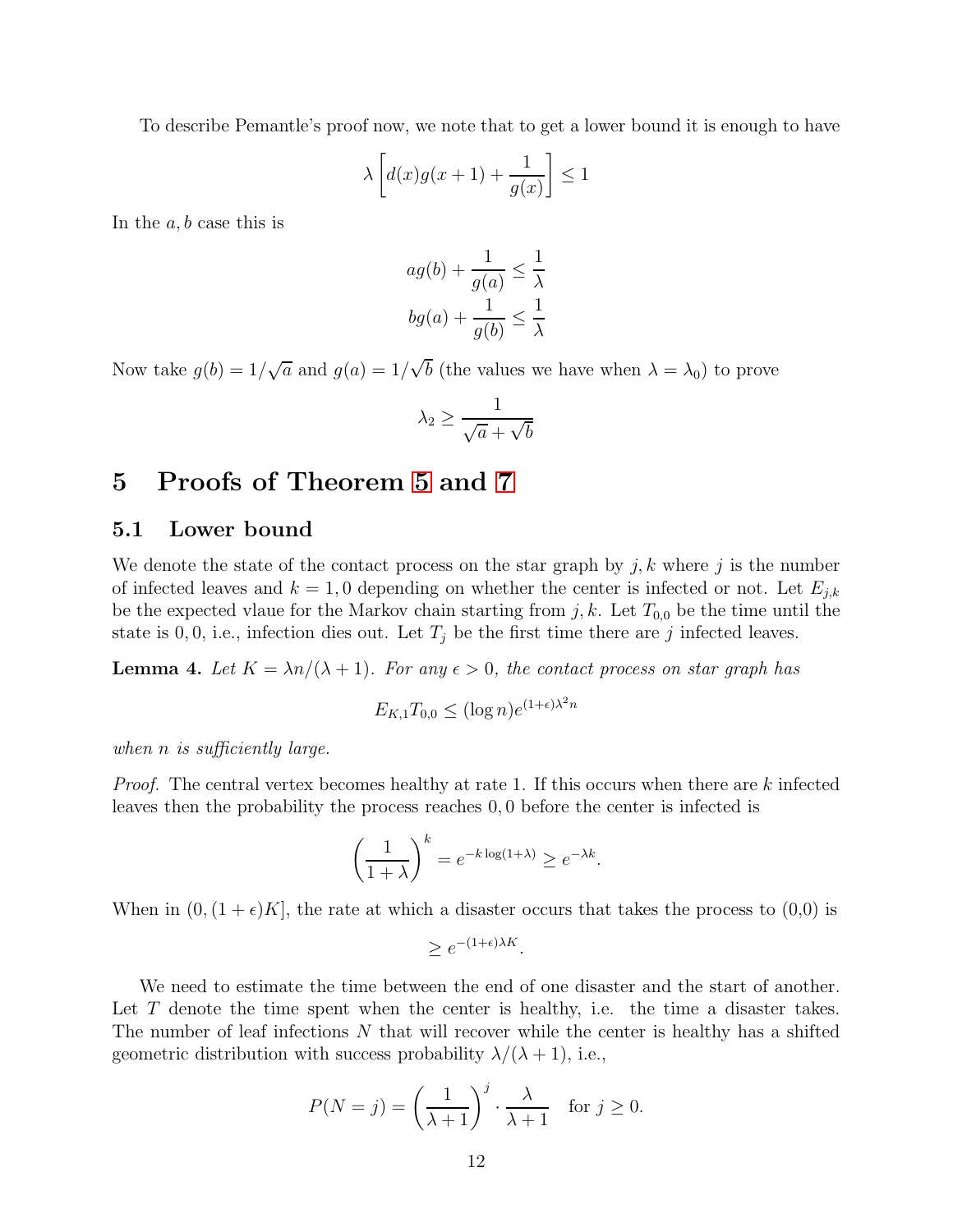To describe Pemantle's proof now, we note that to get a lower bound it is enough to have

$$\lambda \left[ d(x) g(x+1) + \frac{1}{g(x)} \right] \le 1$$

In the $a, b$ case this is

$$ag(b) + \frac{1}{g(a)} \le \frac{1}{\lambda}$$
$$bg(a) + \frac{1}{g(b)} \le \frac{1}{\lambda}$$

Now take $g(b) = 1/\sqrt{a}$ and $g(a) = 1/\sqrt{b}$ (the values we have when $\lambda = \lambda_0$) to prove

$$\lambda_2 \ge \frac{1}{\sqrt{a} + \sqrt{b}}$$

# 5 Proofs of Theorem 5 and 7

## 5.1 Lower bound

We denote the state of the contact process on the star graph by $j, k$ where $j$ is the number of infected leaves and $k = 1, 0$ depending on whether the center is infected or not. Let $E_{j,k}$ be the expected vlaue for the Markov chain starting from $j, k$. Let $T_{0,0}$ be the time until the state is $0, 0$, i.e., infection dies out. Let $T_j$ be the first time there are $j$ infected leaves.

**Lemma 4.** *Let $K = \lambda n/(\lambda + 1)$. For any $\epsilon > 0$, the contact process on star graph has*

$$E_{K,1} T_{0,0} \le (\log n) e^{(1+\epsilon)\lambda^2 n}$$

*when $n$ is sufficiently large.*

*Proof.* The central vertex becomes healthy at rate 1. If this occurs when there are $k$ infected leaves then the probability the process reaches $0, 0$ before the center is infected is

$$\left( \frac{1}{1+\lambda} \right)^k = e^{-k \log(1+\lambda)} \ge e^{-\lambda k}.$$

When in $(0, (1+\epsilon)K]$, the rate at which a disaster occurs that takes the process to (0,0) is

$$\ge e^{-(1+\epsilon)\lambda K}.$$

We need to estimate the time between the end of one disaster and the start of another. Let $T$ denote the time spent when the center is healthy, i.e. the time a disaster takes. The number of leaf infections $N$ that will recover while the center is healthy has a shifted geometric distribution with success probability $\lambda/(\lambda + 1)$, i.e.,

$$P(N = j) = \left( \frac{1}{\lambda + 1} \right)^j \cdot \frac{\lambda}{\lambda + 1} \quad \text{for } j \ge 0.$$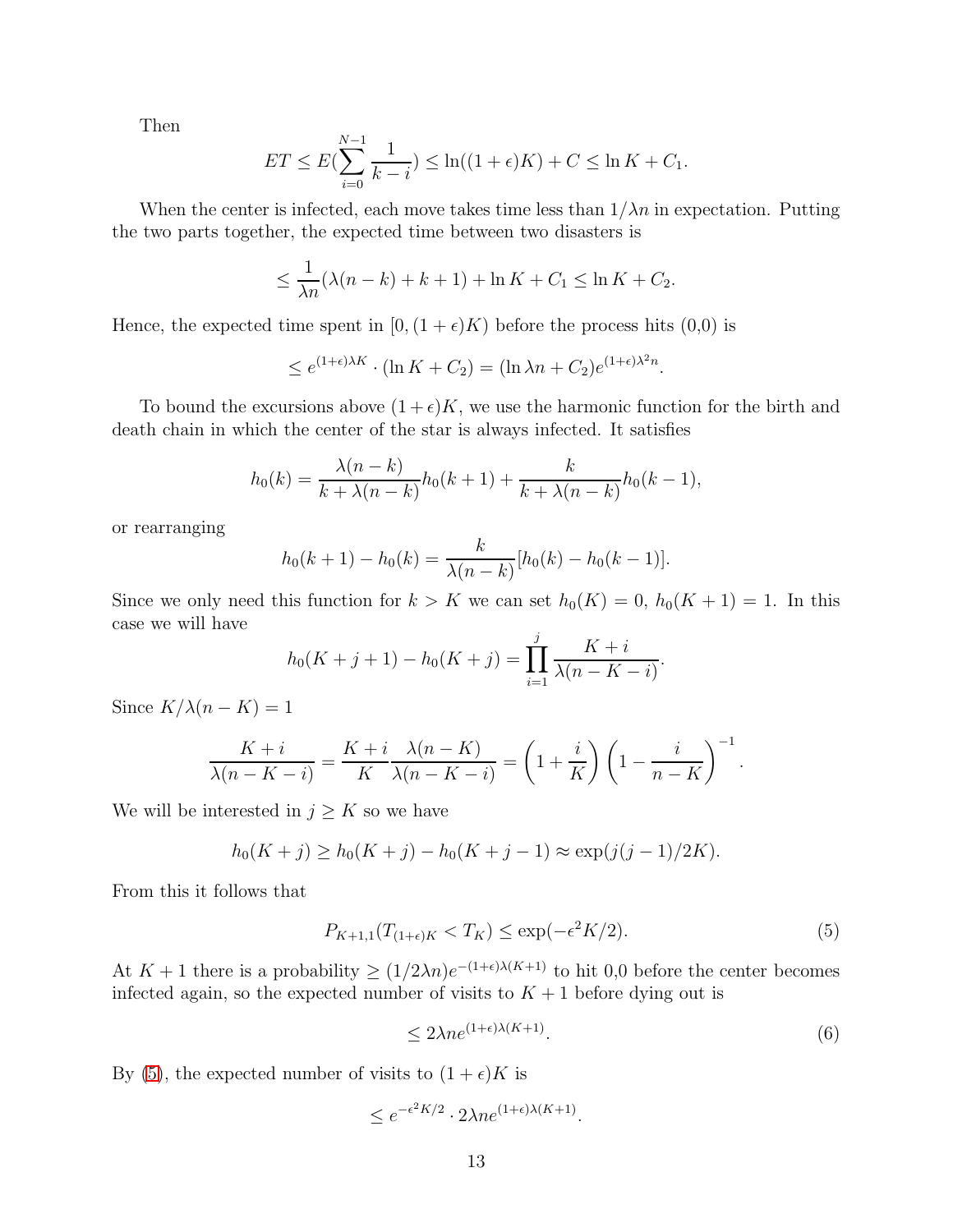Then

$$ET \le E(\sum_{i=0}^{N-1} \frac{1}{k-i}) \le \ln((1+\epsilon)K) + C \le \ln K + C_1.$$

When the center is infected, each move takes time less than $1/\lambda n$ in expectation. Putting the two parts together, the expected time between two disasters is

$$\le \frac{1}{\lambda n}(\lambda(n-k) + k + 1) + \ln K + C_1 \le \ln K + C_2.$$

Hence, the expected time spent in $[0, (1+\epsilon)K)$ before the process hits (0,0) is

$$\le e^{(1+\epsilon)\lambda K} \cdot (\ln K + C_2) = (\ln \lambda n + C_2) e^{(1+\epsilon)\lambda^2 n}.$$

To bound the excursions above $(1+\epsilon)K$, we use the harmonic function for the birth and death chain in which the center of the star is always infected. It satisfies

$$h_0(k) = \frac{\lambda(n-k)}{k + \lambda(n-k)} h_0(k+1) + \frac{k}{k + \lambda(n-k)} h_0(k-1),$$

or rearranging

$$h_0(k+1) - h_0(k) = \frac{k}{\lambda(n-k)}[h_0(k) - h_0(k-1)].$$

Since we only need this function for $k > K$ we can set $h_0(K) = 0$, $h_0(K+1) = 1$. In this case we will have

$$h_0(K+j+1) - h_0(K+j) = \prod_{i=1}^{j} \frac{K+i}{\lambda(n-K-i)}.$$

Since $K/\lambda(n-K) = 1$

$$\frac{K+i}{\lambda(n-K-i)} = \frac{K+i}{K} \frac{\lambda(n-K)}{\lambda(n-K-i)} = \left(1 + \frac{i}{K}\right)\left(1 - \frac{i}{n-K}\right)^{-1}.$$

We will be interested in $j \ge K$ so we have

$$h_0(K+j) \ge h_0(K+j) - h_0(K+j-1) \approx \exp(j(j-1)/2K).$$

From this it follows that

$$P_{K+1,1}(T_{(1+\epsilon)K} < T_K) \le \exp(-\epsilon^2 K/2). \tag{5}$$

At $K+1$ there is a probability $\ge (1/2\lambda n)e^{-(1+\epsilon)\lambda(K+1)}$ to hit 0,0 before the center becomes infected again, so the expected number of visits to $K+1$ before dying out is

$$\le 2\lambda n e^{(1+\epsilon)\lambda(K+1)}. \tag{6}$$

By (5), the expected number of visits to $(1+\epsilon)K$ is

$$\le e^{-\epsilon^2 K/2} \cdot 2\lambda n e^{(1+\epsilon)\lambda(K+1)}.$$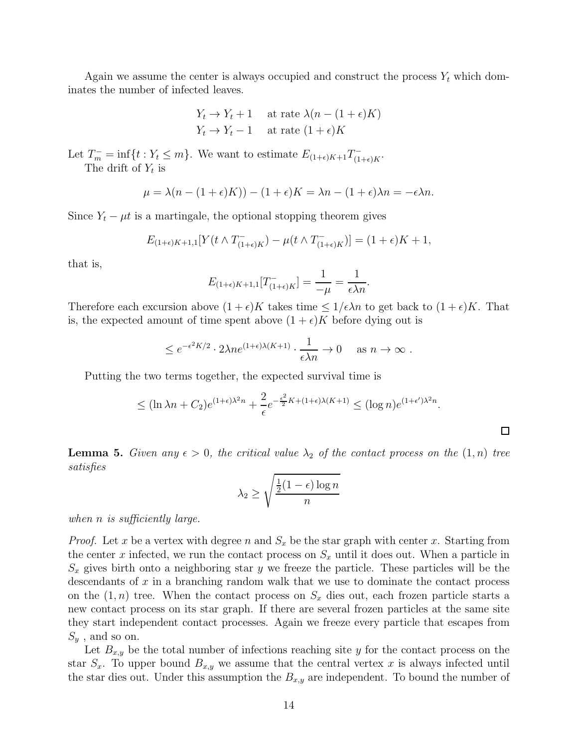Again we assume the center is always occupied and construct the process $Y_t$ which dominates the number of infected leaves.

$$
\begin{aligned}
Y_t &\to Y_t + 1 \quad \text{at rate } \lambda(n - (1+\epsilon)K) \\
Y_t &\to Y_t - 1 \quad \text{at rate } (1+\epsilon)K
\end{aligned}
$$

Let $T_m^- = \inf\{t : Y_t \le m\}$. We want to estimate $E_{(1+\epsilon)K+1} T^-_{(1+\epsilon)K}$.

The drift of $Y_t$ is

$$
\mu = \lambda(n - (1+\epsilon)K)) - (1+\epsilon)K = \lambda n - (1+\epsilon)\lambda n = -\epsilon \lambda n.
$$

Since $Y_t - \mu t$ is a martingale, the optional stopping theorem gives

$$
E_{(1+\epsilon)K+1,1}[Y(t \wedge T^-_{(1+\epsilon)K}) - \mu(t \wedge T^-_{(1+\epsilon)K})] = (1+\epsilon)K + 1,
$$

that is,

$$
E_{(1+\epsilon)K+1,1}[T^-_{(1+\epsilon)K}] = \frac{1}{-\mu} = \frac{1}{\epsilon \lambda n}.
$$

Therefore each excursion above $(1+\epsilon)K$ takes time $\le 1/\epsilon\lambda n$ to get back to $(1+\epsilon)K$. That is, the expected amount of time spent above $(1+\epsilon)K$ before dying out is

$$
\le e^{-\epsilon^2 K/2} \cdot 2\lambda n e^{(1+\epsilon)\lambda(K+1)} \cdot \frac{1}{\epsilon \lambda n} \to 0 \quad \text{as } n \to \infty \ .
$$

Putting the two terms together, the expected survival time is

$$
\le (\ln \lambda n + C_2) e^{(1+\epsilon)\lambda^2 n} + \frac{2}{\epsilon} e^{-\frac{\epsilon^2}{2}K + (1+\epsilon)\lambda(K+1)} \le (\log n) e^{(1+\epsilon')\lambda^2 n}.
$$

$\square$

**Lemma 5.** *Given any $\epsilon > 0$, the critical value $\lambda_2$ of the contact process on the $(1,n)$ tree satisfies*

$$
\lambda_2 \ge \sqrt{\frac{\frac{1}{2}(1-\epsilon)\log n}{n}}
$$

*when $n$ is sufficiently large.*

*Proof.* Let $x$ be a vertex with degree $n$ and $S_x$ be the star graph with center $x$. Starting from the center $x$ infected, we run the contact process on $S_x$ until it does out. When a particle in $S_x$ gives birth onto a neighboring star $y$ we freeze the particle. These particles will be the descendants of $x$ in a branching random walk that we use to dominate the contact process on the $(1,n)$ tree. When the contact process on $S_x$ dies out, each frozen particle starts a new contact process on its star graph. If there are several frozen particles at the same site they start independent contact processes. Again we freeze every particle that escapes from $S_y$ , and so on.

Let $B_{x,y}$ be the total number of infections reaching site $y$ for the contact process on the star $S_x$. To upper bound $B_{x,y}$ we assume that the central vertex $x$ is always infected until the star dies out. Under this assumption the $B_{x,y}$ are independent. To bound the number of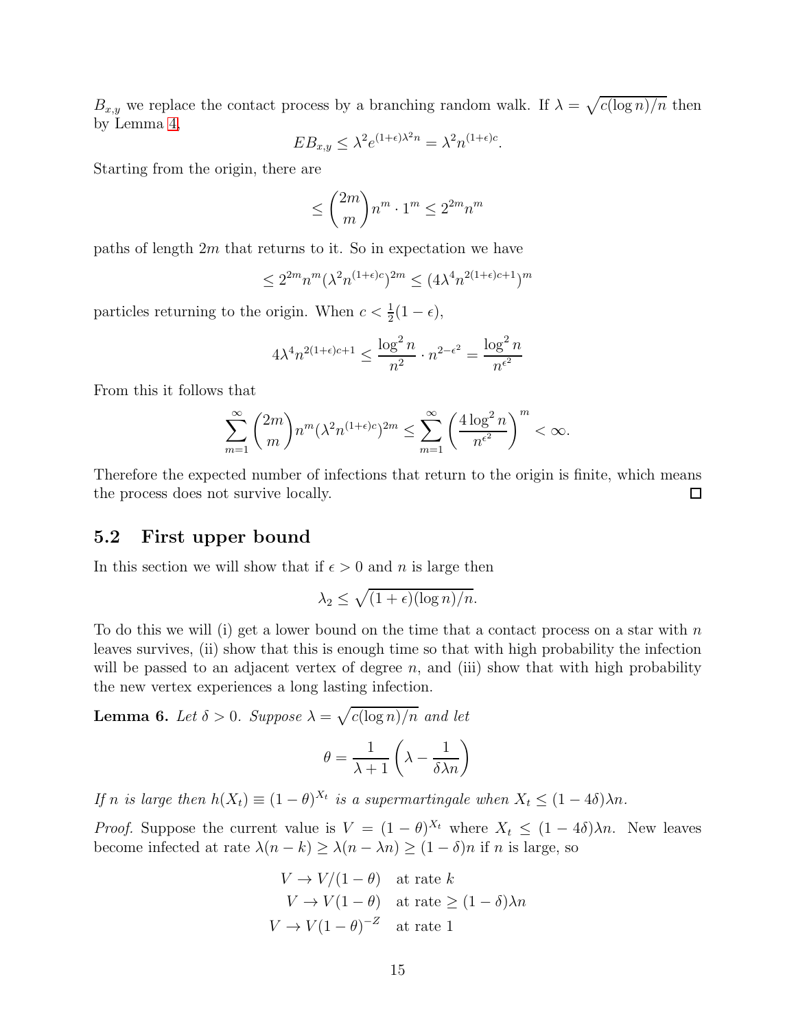$B_{x,y}$ we replace the contact process by a branching random walk. If $\lambda = \sqrt{c(\log n)/n}$ then by Lemma 4,

$$EB_{x,y} \le \lambda^2 e^{(1+\epsilon)\lambda^2 n} = \lambda^2 n^{(1+\epsilon)c}.$$

Starting from the origin, there are

$$\le \binom{2m}{m} n^m \cdot 1^m \le 2^{2m} n^m$$

paths of length $2m$ that returns to it. So in expectation we have

$$\le 2^{2m} n^m (\lambda^2 n^{(1+\epsilon)c})^{2m} \le (4\lambda^4 n^{2(1+\epsilon)c+1})^m$$

particles returning to the origin. When $c < \frac{1}{2}(1-\epsilon)$,

$$4\lambda^4 n^{2(1+\epsilon)c+1} \le \frac{\log^2 n}{n^2} \cdot n^{2-\epsilon^2} = \frac{\log^2 n}{n^{\epsilon^2}}$$

From this it follows that

$$\sum_{m=1}^{\infty} \binom{2m}{m} n^m (\lambda^2 n^{(1+\epsilon)c})^{2m} \le \sum_{m=1}^{\infty} \left( \frac{4\log^2 n}{n^{\epsilon^2}} \right)^m < \infty.$$

Therefore the expected number of infections that return to the origin is finite, which means the process does not survive locally. □

## 5.2 First upper bound

In this section we will show that if $\epsilon > 0$ and $n$ is large then

$$\lambda_2 \le \sqrt{(1+\epsilon)(\log n)/n}.$$

To do this we will (i) get a lower bound on the time that a contact process on a star with $n$ leaves survives, (ii) show that this is enough time so that with high probability the infection will be passed to an adjacent vertex of degree $n$, and (iii) show that with high probability the new vertex experiences a long lasting infection.

**Lemma 6.** *Let $\delta > 0$. Suppose $\lambda = \sqrt{c(\log n)/n}$ and let*

$$\theta = \frac{1}{\lambda+1}\left(\lambda - \frac{1}{\delta\lambda n}\right)$$

*If $n$ is large then $h(X_t) \equiv (1-\theta)^{X_t}$ is a supermartingale when $X_t \le (1-4\delta)\lambda n$.*

*Proof.* Suppose the current value is $V = (1-\theta)^{X_t}$ where $X_t \le (1-4\delta)\lambda n$. New leaves become infected at rate $\lambda(n-k) \ge \lambda(n - \lambda n) \ge (1-\delta)n$ if $n$ is large, so

$$\begin{aligned}
V &\to V/(1-\theta) \quad \text{at rate } k \\
V &\to V(1-\theta) \quad \text{at rate } \ge (1-\delta)\lambda n \\
V &\to V(1-\theta)^{-Z} \quad \text{at rate } 1
\end{aligned}$$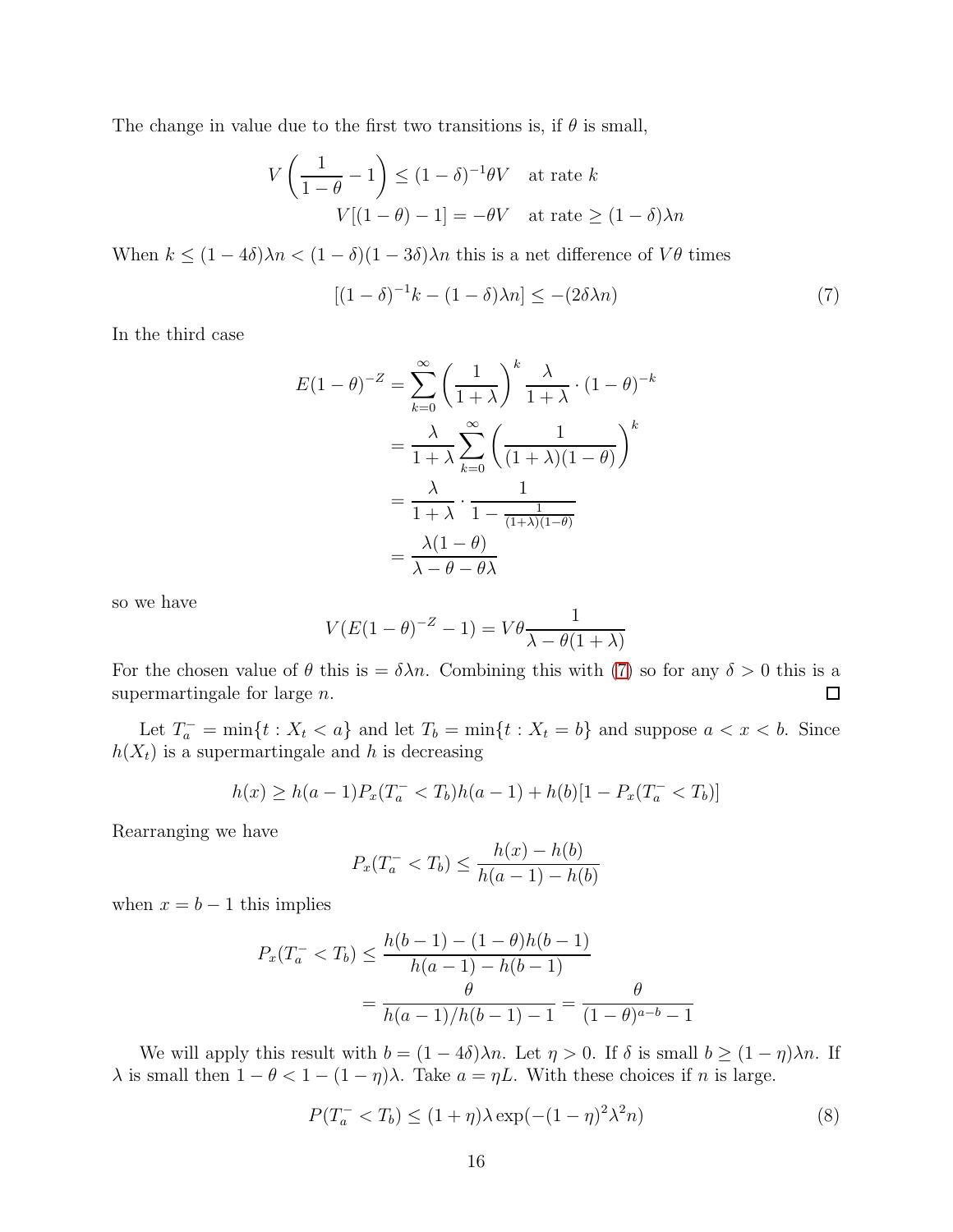The change in value due to the first two transitions is, if $\theta$ is small,

$$V\left(\frac{1}{1-\theta}-1\right) \leq (1-\delta)^{-1}\theta V \quad \text{at rate } k$$
$$V[(1-\theta)-1] = -\theta V \quad \text{at rate} \geq (1-\delta)\lambda n$$

When $k \leq (1-4\delta)\lambda n < (1-\delta)(1-3\delta)\lambda n$ this is a net difference of $V\theta$ times

$$[(1-\delta)^{-1}k - (1-\delta)\lambda n] \leq -(2\delta\lambda n) \tag{7}$$

In the third case

$$\begin{aligned}
E(1-\theta)^{-Z} &= \sum_{k=0}^{\infty}\left(\frac{1}{1+\lambda}\right)^k \frac{\lambda}{1+\lambda}\cdot(1-\theta)^{-k} \\
&= \frac{\lambda}{1+\lambda}\sum_{k=0}^{\infty}\left(\frac{1}{(1+\lambda)(1-\theta)}\right)^k \\
&= \frac{\lambda}{1+\lambda}\cdot\frac{1}{1-\frac{1}{(1+\lambda)(1-\theta)}} \\
&= \frac{\lambda(1-\theta)}{\lambda-\theta-\theta\lambda}
\end{aligned}$$

so we have

$$V(E(1-\theta)^{-Z}-1) = V\theta\frac{1}{\lambda-\theta(1+\lambda)}$$

For the chosen value of $\theta$ this is $= \delta\lambda n$. Combining this with (7) so for any $\delta > 0$ this is a supermartingale for large $n$. □

Let $T_a^- = \min\{t : X_t < a\}$ and let $T_b = \min\{t : X_t = b\}$ and suppose $a < x < b$. Since $h(X_t)$ is a supermartingale and $h$ is decreasing

$$h(x) \geq h(a-1)P_x(T_a^- < T_b)h(a-1) + h(b)[1 - P_x(T_a^- < T_b)]$$

Rearranging we have

$$P_x(T_a^- < T_b) \leq \frac{h(x)-h(b)}{h(a-1)-h(b)}$$

when $x = b-1$ this implies

$$\begin{aligned}
P_x(T_a^- < T_b) &\leq \frac{h(b-1)-(1-\theta)h(b-1)}{h(a-1)-h(b-1)} \\
&= \frac{\theta}{h(a-1)/h(b-1)-1} = \frac{\theta}{(1-\theta)^{a-b}-1}
\end{aligned}$$

We will apply this result with $b = (1-4\delta)\lambda n$. Let $\eta > 0$. If $\delta$ is small $b \geq (1-\eta)\lambda n$. If $\lambda$ is small then $1-\theta < 1-(1-\eta)\lambda$. Take $a = \eta L$. With these choices if $n$ is large.

$$P(T_a^- < T_b) \leq (1+\eta)\lambda\exp(-(1-\eta)^2\lambda^2 n) \tag{8}$$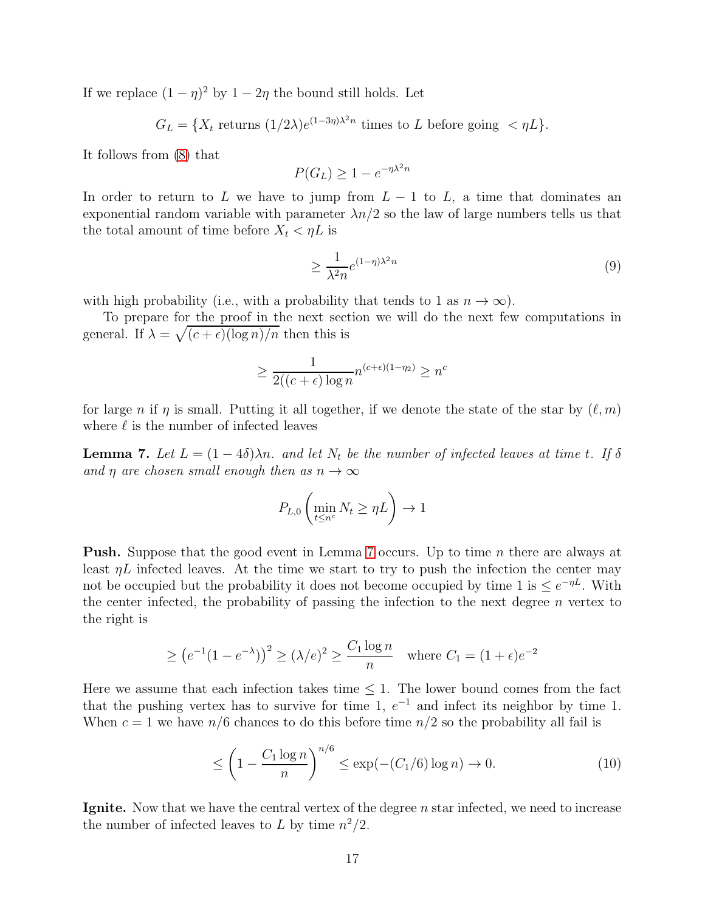If we replace $(1-\eta)^2$ by $1-2\eta$ the bound still holds. Let

$$G_L = \{X_t \text{ returns } (1/2\lambda)e^{(1-3\eta)\lambda^2 n} \text{ times to } L \text{ before going } < \eta L\}.$$

It follows from (8) that

$$P(G_L) \geq 1 - e^{-\eta\lambda^2 n}$$

In order to return to $L$ we have to jump from $L-1$ to $L$, a time that dominates an exponential random variable with parameter $\lambda n/2$ so the law of large numbers tells us that the total amount of time before $X_t < \eta L$ is

$$\geq \frac{1}{\lambda^2 n} e^{(1-\eta)\lambda^2 n} \tag{9}$$

with high probability (i.e., with a probability that tends to 1 as $n \to \infty$).

To prepare for the proof in the next section we will do the next few computations in general. If $\lambda = \sqrt{(c+\epsilon)(\log n)/n}$ then this is

$$\geq \frac{1}{2((c+\epsilon)\log n} n^{(c+\epsilon)(1-\eta_2)} \geq n^c$$

for large $n$ if $\eta$ is small. Putting it all together, if we denote the state of the star by $(\ell, m)$ where $\ell$ is the number of infected leaves

**Lemma 7.** *Let $L = (1-4\delta)\lambda n$. and let $N_t$ be the number of infected leaves at time $t$. If $\delta$ and $\eta$ are chosen small enough then as $n \to \infty$*

$$P_{L,0}\left(\min_{t \leq n^c} N_t \geq \eta L\right) \to 1$$

**Push.** Suppose that the good event in Lemma 7 occurs. Up to time $n$ there are always at least $\eta L$ infected leaves. At the time we start to try to push the infection the center may not be occupied but the probability it does not become occupied by time 1 is $\leq e^{-\eta L}$. With the center infected, the probability of passing the infection to the next degree $n$ vertex to the right is

$$\geq \left(e^{-1}(1-e^{-\lambda})\right)^2 \geq (\lambda/e)^2 \geq \frac{C_1 \log n}{n} \quad \text{where } C_1 = (1+\epsilon)e^{-2}$$

Here we assume that each infection takes time $\leq 1$. The lower bound comes from the fact that the pushing vertex has to survive for time 1, $e^{-1}$ and infect its neighbor by time 1. When $c = 1$ we have $n/6$ chances to do this before time $n/2$ so the probability all fail is

$$\leq \left(1 - \frac{C_1 \log n}{n}\right)^{n/6} \leq \exp(-(C_1/6)\log n) \to 0. \tag{10}$$

**Ignite.** Now that we have the central vertex of the degree $n$ star infected, we need to increase the number of infected leaves to $L$ by time $n^2/2$.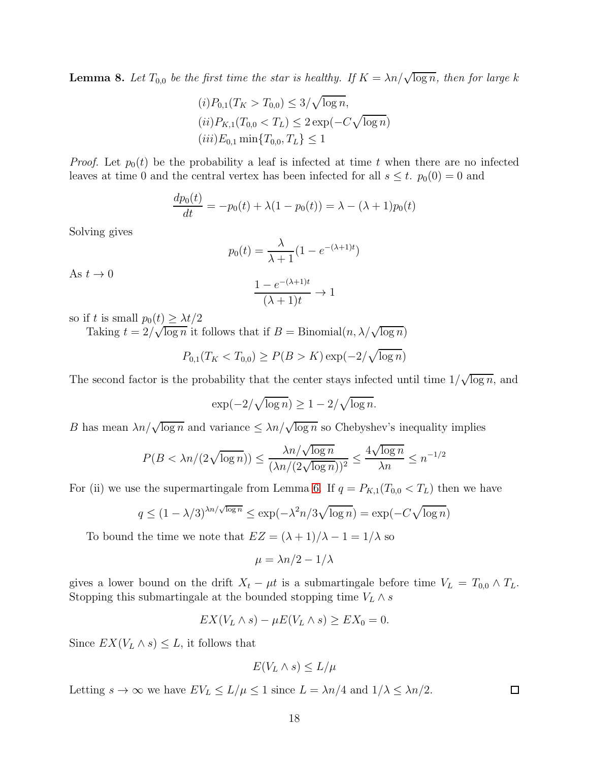**Lemma 8.** *Let $T_{0,0}$ be the first time the star is healthy. If $K = \lambda n/\sqrt{\log n}$, then for large $k$*

$$
\begin{aligned}
&(i) P_{0,1}(T_K > T_{0,0}) \leq 3/\sqrt{\log n}, \\
&(ii) P_{K,1}(T_{0,0} < T_L) \leq 2\exp(-C\sqrt{\log n}) \\
&(iii) E_{0,1}\min\{T_{0,0}, T_L\} \leq 1
\end{aligned}
$$

*Proof.* Let $p_0(t)$ be the probability a leaf is infected at time $t$ when there are no infected leaves at time 0 and the central vertex has been infected for all $s \leq t$. $p_0(0) = 0$ and

$$
\frac{dp_0(t)}{dt} = -p_0(t) + \lambda(1 - p_0(t)) = \lambda - (\lambda+1)p_0(t)
$$

Solving gives

$$
p_0(t) = \frac{\lambda}{\lambda+1}(1 - e^{-(\lambda+1)t})
$$

As $t \to 0$

$$
\frac{1 - e^{-(\lambda+1)t}}{(\lambda+1)t} \to 1
$$

so if $t$ is small $p_0(t) \geq \lambda t/2$

Taking $t = 2/\sqrt{\log n}$ it follows that if $B = \text{Binomial}(n, \lambda/\sqrt{\log n})$

$$
P_{0,1}(T_K < T_{0,0}) \geq P(B > K)\exp(-2/\sqrt{\log n})
$$

The second factor is the probability that the center stays infected until time $1/\sqrt{\log n}$, and

$$
\exp(-2/\sqrt{\log n}) \geq 1 - 2/\sqrt{\log n}.
$$

$B$ has mean $\lambda n/\sqrt{\log n}$ and variance $\leq \lambda n/\sqrt{\log n}$ so Chebyshev's inequality implies

$$
P(B < \lambda n/(2\sqrt{\log n})) \leq \frac{\lambda n/\sqrt{\log n}}{(\lambda n/(2\sqrt{\log n}))^2} \leq \frac{4\sqrt{\log n}}{\lambda n} \leq n^{-1/2}
$$

For (ii) we use the supermartingale from Lemma 6. If $q = P_{K,1}(T_{0,0} < T_L)$ then we have

$$
q \leq (1 - \lambda/3)^{\lambda n/\sqrt{\log n}} \leq \exp(-\lambda^2 n/3\sqrt{\log n}) = \exp(-C\sqrt{\log n})
$$

To bound the time we note that $EZ = (\lambda+1)/\lambda - 1 = 1/\lambda$ so

$$
\mu = \lambda n/2 - 1/\lambda
$$

gives a lower bound on the drift $X_t - \mu t$ is a submartingale before time $V_L = T_{0,0} \wedge T_L$. Stopping this submartingale at the bounded stopping time $V_L \wedge s$

$$
EX(V_L \wedge s) - \mu E(V_L \wedge s) \geq EX_0 = 0.
$$

Since $EX(V_L \wedge s) \leq L$, it follows that

$$
E(V_L \wedge s) \leq L/\mu
$$

Letting $s \to \infty$ we have $EV_L \leq L/\mu \leq 1$ since $L = \lambda n/4$ and $1/\lambda \leq \lambda n/2$. $\square$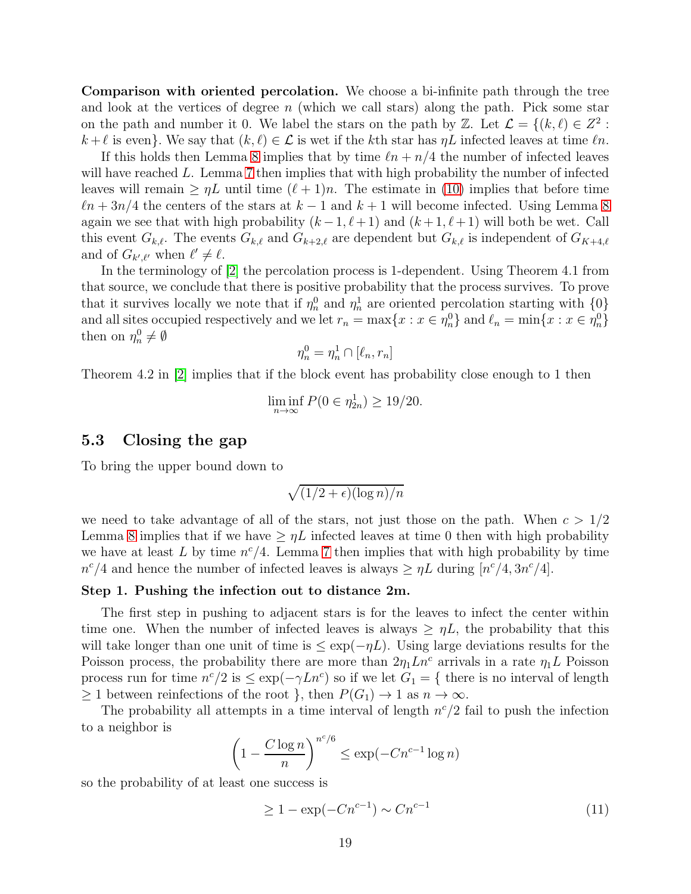**Comparison with oriented percolation.** We choose a bi-infinite path through the tree and look at the vertices of degree $n$ (which we call stars) along the path. Pick some star on the path and number it 0. We label the stars on the path by $\mathbb{Z}$. Let $\mathcal{L} = \{(k, \ell) \in Z^2 : k + \ell \text{ is even}\}$. We say that $(k, \ell) \in \mathcal{L}$ is wet if the $k$th star has $\eta L$ infected leaves at time $\ell n$.

If this holds then Lemma 8 implies that by time $\ell n + n/4$ the number of infected leaves will have reached $L$. Lemma 7 then implies that with high probability the number of infected leaves will remain $\geq \eta L$ until time $(\ell + 1)n$. The estimate in (10) implies that before time $\ell n + 3n/4$ the centers of the stars at $k - 1$ and $k + 1$ will become infected. Using Lemma 8 again we see that with high probability $(k - 1, \ell + 1)$ and $(k + 1, \ell + 1)$ will both be wet. Call this event $G_{k,\ell}$. The events $G_{k,\ell}$ and $G_{k+2,\ell}$ are dependent but $G_{k,\ell}$ is independent of $G_{K+4,\ell}$ and of $G_{k',\ell'}$ when $\ell' \neq \ell$.

In the terminology of [2] the percolation process is 1-dependent. Using Theorem 4.1 from that source, we conclude that there is positive probability that the process survives. To prove that it survives locally we note that if $\eta_n^0$ and $\eta_n^1$ are oriented percolation starting with $\{0\}$ and all sites occupied respectively and we let $r_n = \max\{x : x \in \eta_n^0\}$ and $\ell_n = \min\{x : x \in \eta_n^0\}$ then on $\eta_n^0 \neq \emptyset$

$$\eta_n^0 = \eta_n^1 \cap [\ell_n, r_n]$$

Theorem 4.2 in [2] implies that if the block event has probability close enough to 1 then

$$\liminf_{n \to \infty} P(0 \in \eta_{2n}^1) \geq 19/20.$$

## 5.3 Closing the gap

To bring the upper bound down to

$$\sqrt{(1/2 + \epsilon)(\log n)/n}$$

we need to take advantage of all of the stars, not just those on the path. When $c > 1/2$ Lemma 8 implies that if we have $\geq \eta L$ infected leaves at time 0 then with high probability we have at least $L$ by time $n^c/4$. Lemma 7 then implies that with high probability by time $n^c/4$ and hence the number of infected leaves is always $\geq \eta L$ during $[n^c/4, 3n^c/4]$.

**Step 1. Pushing the infection out to distance 2m.**

The first step in pushing to adjacent stars is for the leaves to infect the center within time one. When the number of infected leaves is always $\geq \eta L$, the probability that this will take longer than one unit of time is $\leq \exp(-\eta L)$. Using large deviations results for the Poisson process, the probability there are more than $2\eta_1 L n^c$ arrivals in a rate $\eta_1 L$ Poisson process run for time $n^c/2$ is $\leq \exp(-\gamma L n^c)$ so if we let $G_1 = \{$ there is no interval of length $\geq 1$ between reinfections of the root $\}$, then $P(G_1) \to 1$ as $n \to \infty$.

The probability all attempts in a time interval of length $n^c/2$ fail to push the infection to a neighbor is

$$\left(1 - \frac{C \log n}{n}\right)^{n^c/6} \leq \exp(-C n^{c-1} \log n)$$

so the probability of at least one success is

$$\geq 1 - \exp(-C n^{c-1}) \sim C n^{c-1} \tag{11}$$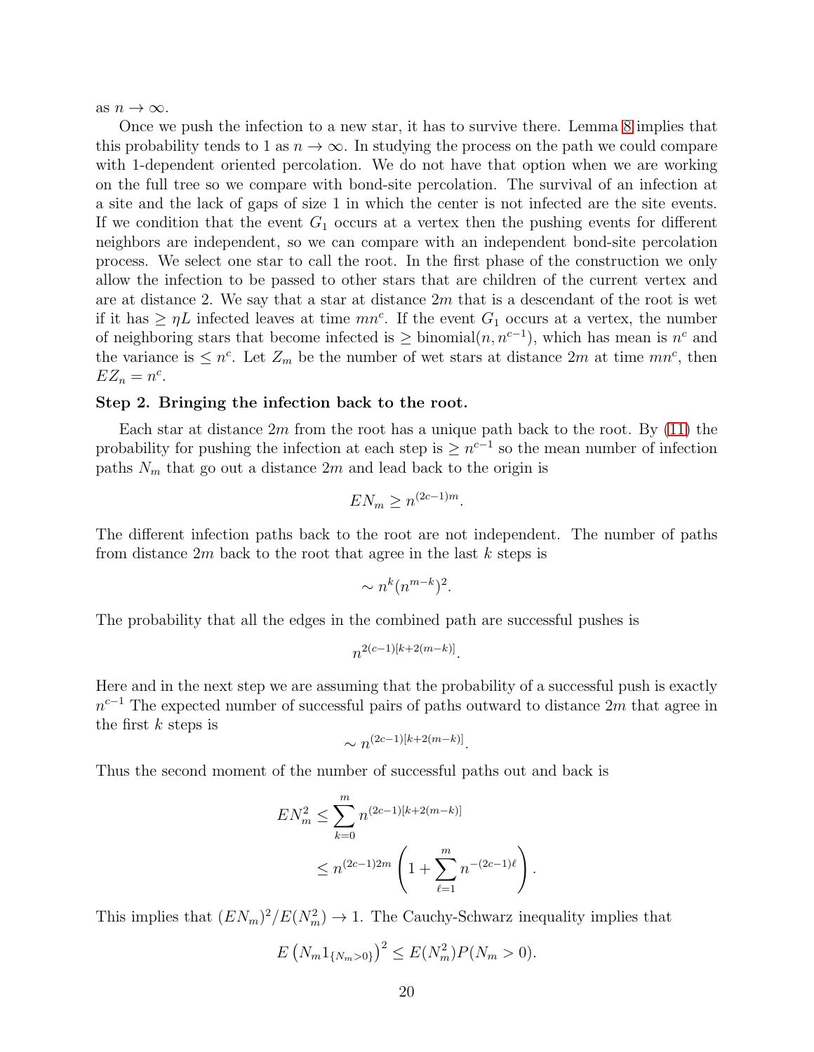as $n \to \infty$.

Once we push the infection to a new star, it has to survive there. Lemma 8 implies that this probability tends to 1 as $n \to \infty$. In studying the process on the path we could compare with 1-dependent oriented percolation. We do not have that option when we are working on the full tree so we compare with bond-site percolation. The survival of an infection at a site and the lack of gaps of size 1 in which the center is not infected are the site events. If we condition that the event $G_1$ occurs at a vertex then the pushing events for different neighbors are independent, so we can compare with an independent bond-site percolation process. We select one star to call the root. In the first phase of the construction we only allow the infection to be passed to other stars that are children of the current vertex and are at distance 2. We say that a star at distance $2m$ that is a descendant of the root is wet if it has $\geq \eta L$ infected leaves at time $mn^c$. If the event $G_1$ occurs at a vertex, the number of neighboring stars that become infected is $\geq$ binomial$(n, n^{c-1})$, which has mean is $n^c$ and the variance is $\leq n^c$. Let $Z_m$ be the number of wet stars at distance $2m$ at time $mn^c$, then $EZ_n = n^c$.

**Step 2. Bringing the infection back to the root.**

Each star at distance $2m$ from the root has a unique path back to the root. By (11) the probability for pushing the infection at each step is $\geq n^{c-1}$ so the mean number of infection paths $N_m$ that go out a distance $2m$ and lead back to the origin is

$$EN_m \geq n^{(2c-1)m}.$$

The different infection paths back to the root are not independent. The number of paths from distance $2m$ back to the root that agree in the last $k$ steps is

$$\sim n^k (n^{m-k})^2.$$

The probability that all the edges in the combined path are successful pushes is

$$n^{2(c-1)[k+2(m-k)]}.$$

Here and in the next step we are assuming that the probability of a successful push is exactly $n^{c-1}$ The expected number of successful pairs of paths outward to distance $2m$ that agree in the first $k$ steps is

$$\sim n^{(2c-1)[k+2(m-k)]}.$$

Thus the second moment of the number of successful paths out and back is

$$\begin{aligned} EN_m^2 &\leq \sum_{k=0}^{m} n^{(2c-1)[k+2(m-k)]} \\ &\leq n^{(2c-1)2m} \left( 1 + \sum_{\ell=1}^{m} n^{-(2c-1)\ell} \right). \end{aligned}$$

This implies that $(EN_m)^2/E(N_m^2) \to 1$. The Cauchy-Schwarz inequality implies that

$$E\left(N_m 1_{\{N_m>0\}}\right)^2 \leq E(N_m^2) P(N_m > 0).$$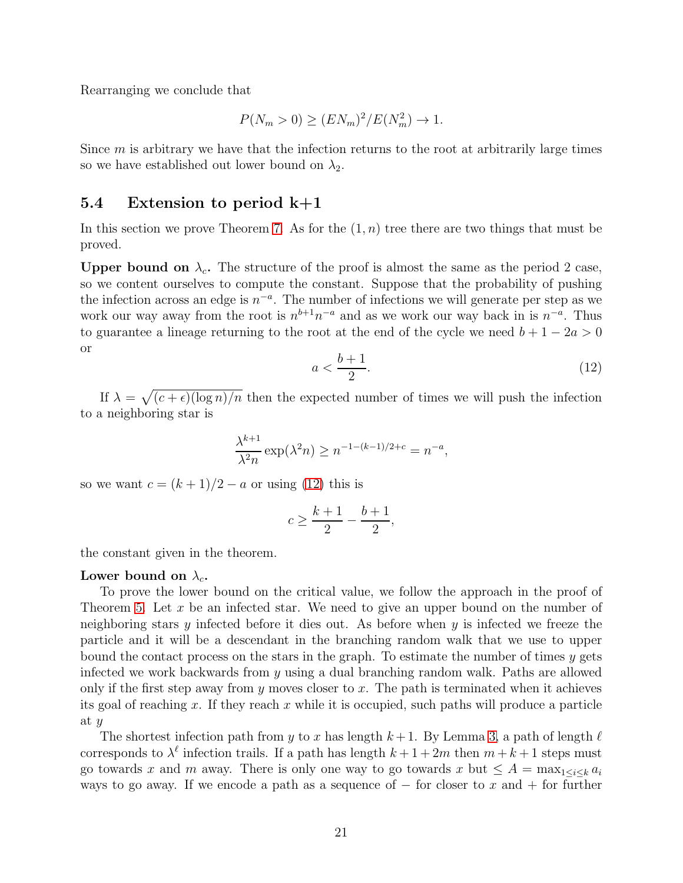Rearranging we conclude that

$$P(N_m > 0) \geq (EN_m)^2/E(N_m^2) \to 1.$$

Since $m$ is arbitrary we have that the infection returns to the root at arbitrarily large times so we have established out lower bound on $\lambda_2$.

## 5.4 Extension to period k+1

In this section we prove Theorem 7. As for the $(1,n)$ tree there are two things that must be proved.

**Upper bound on $\lambda_c$.** The structure of the proof is almost the same as the period 2 case, so we content ourselves to compute the constant. Suppose that the probability of pushing the infection across an edge is $n^{-a}$. The number of infections we will generate per step as we work our way away from the root is $n^{b+1}n^{-a}$ and as we work our way back in is $n^{-a}$. Thus to guarantee a lineage returning to the root at the end of the cycle we need $b+1-2a > 0$ or

$$a < \frac{b+1}{2}. \tag{12}$$

If $\lambda = \sqrt{(c+\epsilon)(\log n)/n}$ then the expected number of times we will push the infection to a neighboring star is

$$\frac{\lambda^{k+1}}{\lambda^2 n} \exp(\lambda^2 n) \geq n^{-1-(k-1)/2+c} = n^{-a},$$

so we want $c = (k+1)/2 - a$ or using (12) this is

$$c \geq \frac{k+1}{2} - \frac{b+1}{2},$$

the constant given in the theorem.

**Lower bound on $\lambda_c$.**

To prove the lower bound on the critical value, we follow the approach in the proof of Theorem 5. Let $x$ be an infected star. We need to give an upper bound on the number of neighboring stars $y$ infected before it dies out. As before when $y$ is infected we freeze the particle and it will be a descendant in the branching random walk that we use to upper bound the contact process on the stars in the graph. To estimate the number of times $y$ gets infected we work backwards from $y$ using a dual branching random walk. Paths are allowed only if the first step away from $y$ moves closer to $x$. The path is terminated when it achieves its goal of reaching $x$. If they reach $x$ while it is occupied, such paths will produce a particle at $y$

The shortest infection path from $y$ to $x$ has length $k+1$. By Lemma 3, a path of length $\ell$ corresponds to $\lambda^\ell$ infection trails. If a path has length $k+1+2m$ then $m+k+1$ steps must go towards $x$ and $m$ away. There is only one way to go towards $x$ but $\leq A = \max_{1\leq i\leq k} a_i$ ways to go away. If we encode a path as a sequence of $-$ for closer to $x$ and $+$ for further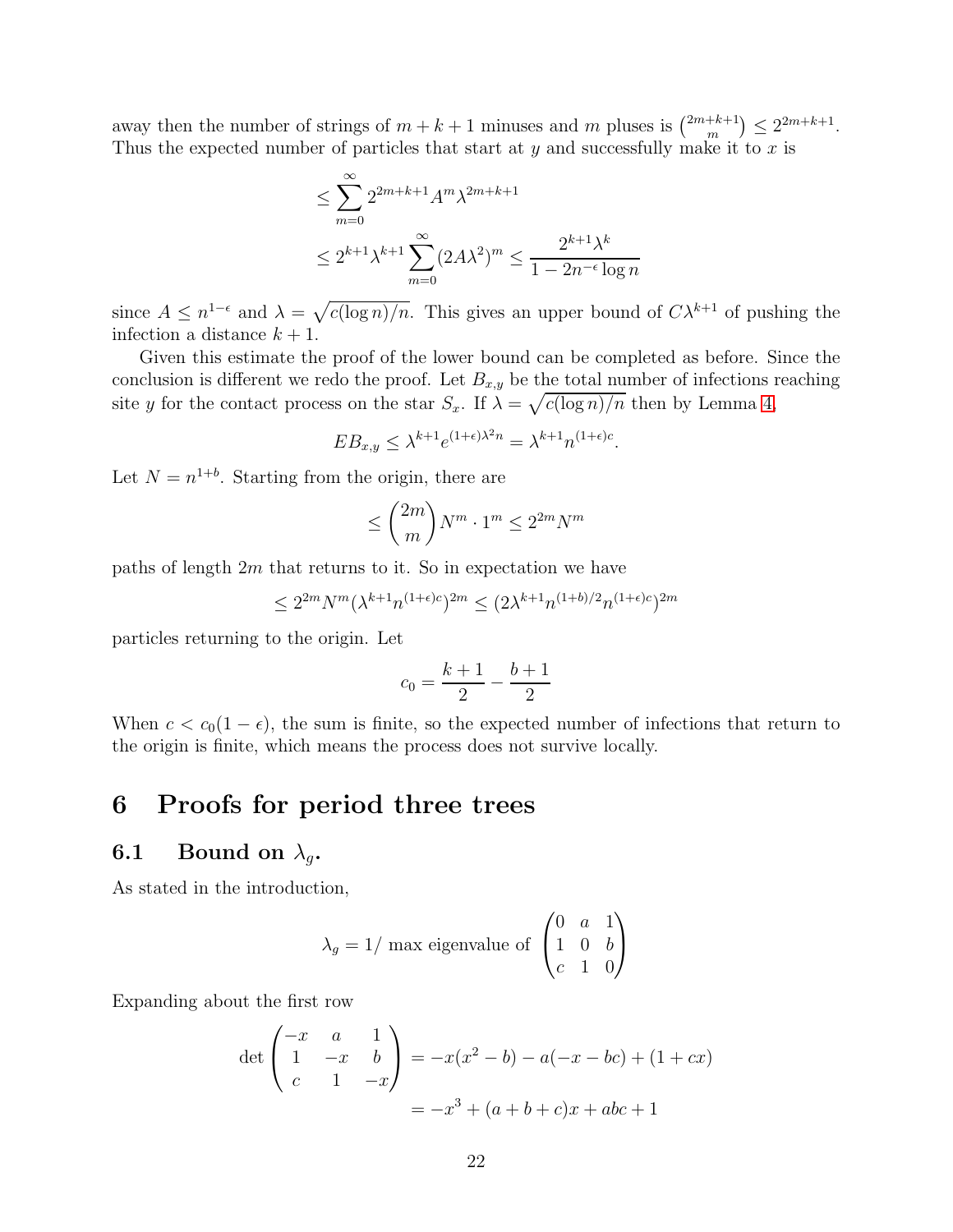away then the number of strings of $m+k+1$ minuses and $m$ pluses is $\binom{2m+k+1}{m} \le 2^{2m+k+1}$. Thus the expected number of particles that start at $y$ and successfully make it to $x$ is

$$\le \sum_{m=0}^{\infty} 2^{2m+k+1} A^m \lambda^{2m+k+1}$$
$$\le 2^{k+1}\lambda^{k+1} \sum_{m=0}^{\infty} (2A\lambda^2)^m \le \frac{2^{k+1}\lambda^k}{1 - 2n^{-\epsilon}\log n}$$

since $A \le n^{1-\epsilon}$ and $\lambda = \sqrt{c(\log n)/n}$. This gives an upper bound of $C\lambda^{k+1}$ of pushing the infection a distance $k+1$.

Given this estimate the proof of the lower bound can be completed as before. Since the conclusion is different we redo the proof. Let $B_{x,y}$ be the total number of infections reaching site $y$ for the contact process on the star $S_x$. If $\lambda = \sqrt{c(\log n)/n}$ then by Lemma 4,

$$EB_{x,y} \le \lambda^{k+1} e^{(1+\epsilon)\lambda^2 n} = \lambda^{k+1} n^{(1+\epsilon)c}.$$

Let $N = n^{1+b}$. Starting from the origin, there are

$$\le \binom{2m}{m} N^m \cdot 1^m \le 2^{2m} N^m$$

paths of length $2m$ that returns to it. So in expectation we have

$$\le 2^{2m} N^m (\lambda^{k+1} n^{(1+\epsilon)c})^{2m} \le (2\lambda^{k+1} n^{(1+b)/2} n^{(1+\epsilon)c})^{2m}$$

particles returning to the origin. Let

$$c_0 = \frac{k+1}{2} - \frac{b+1}{2}$$

When $c < c_0(1-\epsilon)$, the sum is finite, so the expected number of infections that return to the origin is finite, which means the process does not survive locally.

# 6 Proofs for period three trees

## 6.1 Bound on $\lambda_g$.

As stated in the introduction,

$$\lambda_g = 1/\text{ max eigenvalue of } \begin{pmatrix} 0 & a & 1 \\ 1 & 0 & b \\ c & 1 & 0 \end{pmatrix}$$

Expanding about the first row

$$\det \begin{pmatrix} -x & a & 1 \\ 1 & -x & b \\ c & 1 & -x \end{pmatrix} = -x(x^2 - b) - a(-x - bc) + (1 + cx)$$
$$= -x^3 + (a+b+c)x + abc + 1$$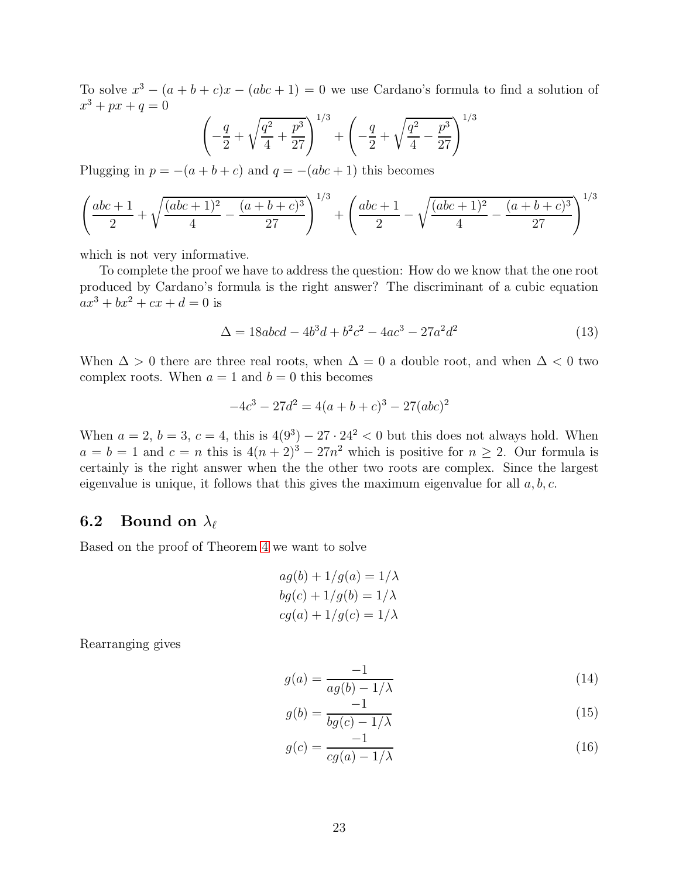To solve $x^3 - (a+b+c)x - (abc+1) = 0$ we use Cardano's formula to find a solution of $x^3 + px + q = 0$

$$\left(-\frac{q}{2} + \sqrt{\frac{q^2}{4} + \frac{p^3}{27}}\right)^{1/3} + \left(-\frac{q}{2} + \sqrt{\frac{q^2}{4} - \frac{p^3}{27}}\right)^{1/3}$$

Plugging in $p = -(a+b+c)$ and $q = -(abc+1)$ this becomes

$$\left(\frac{abc+1}{2} + \sqrt{\frac{(abc+1)^2}{4} - \frac{(a+b+c)^3}{27}}\right)^{1/3} + \left(\frac{abc+1}{2} - \sqrt{\frac{(abc+1)^2}{4} - \frac{(a+b+c)^3}{27}}\right)^{1/3}$$

which is not very informative.

To complete the proof we have to address the question: How do we know that the one root produced by Cardano's formula is the right answer? The discriminant of a cubic equation $ax^3 + bx^2 + cx + d = 0$ is

$$\Delta = 18abcd - 4b^3d + b^2c^2 - 4ac^3 - 27a^2d^2 \tag{13}$$

When $\Delta > 0$ there are three real roots, when $\Delta = 0$ a double root, and when $\Delta < 0$ two complex roots. When $a = 1$ and $b = 0$ this becomes

$$-4c^3 - 27d^2 = 4(a+b+c)^3 - 27(abc)^2$$

When $a = 2$, $b = 3$, $c = 4$, this is $4(9^3) - 27 \cdot 24^2 < 0$ but this does not always hold. When $a = b = 1$ and $c = n$ this is $4(n+2)^3 - 27n^2$ which is positive for $n \geq 2$. Our formula is certainly is the right answer when the the other two roots are complex. Since the largest eigenvalue is unique, it follows that this gives the maximum eigenvalue for all $a, b, c$.

## 6.2 Bound on $\lambda_\ell$

Based on the proof of Theorem 4 we want to solve

$$ag(b) + 1/g(a) = 1/\lambda$$
$$bg(c) + 1/g(b) = 1/\lambda$$
$$cg(a) + 1/g(c) = 1/\lambda$$

Rearranging gives

$$g(a) = \frac{-1}{ag(b) - 1/\lambda} \tag{14}$$

$$g(b) = \frac{-1}{bg(c) - 1/\lambda} \tag{15}$$

$$g(c) = \frac{-1}{cg(a) - 1/\lambda} \tag{16}$$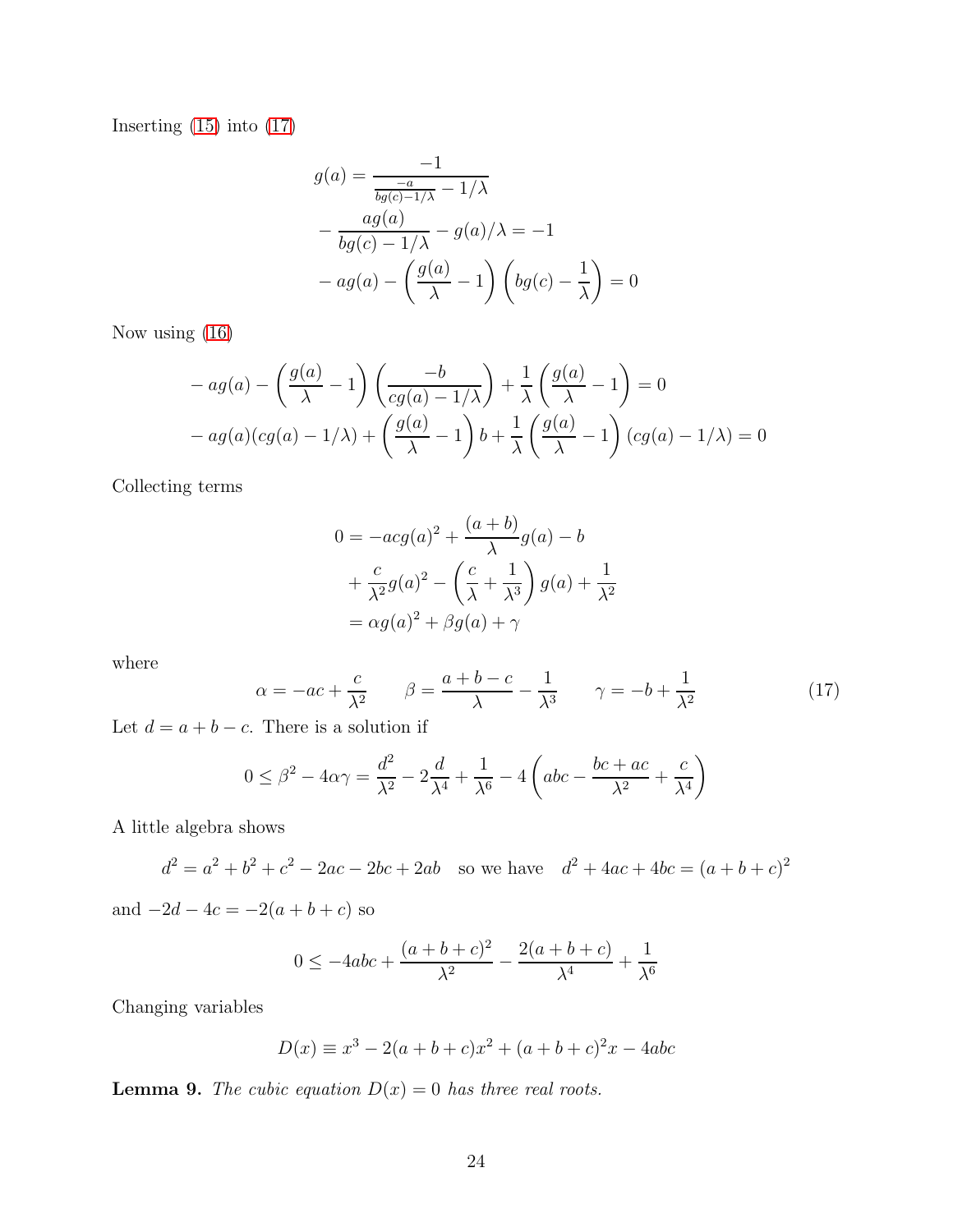Inserting (15) into (17)

$$
\begin{aligned}
g(a) &= \frac{-1}{\frac{-a}{bg(c)-1/\lambda} - 1/\lambda} \\
-\frac{ag(a)}{bg(c)-1/\lambda} &- g(a)/\lambda = -1 \\
-ag(a) &- \left(\frac{g(a)}{\lambda} - 1\right)\left(bg(c) - \frac{1}{\lambda}\right) = 0
\end{aligned}
$$

Now using (16)

$$
\begin{aligned}
&-ag(a) - \left(\frac{g(a)}{\lambda} - 1\right)\left(\frac{-b}{cg(a)-1/\lambda}\right) + \frac{1}{\lambda}\left(\frac{g(a)}{\lambda} - 1\right) = 0 \\
&-ag(a)(cg(a)-1/\lambda) + \left(\frac{g(a)}{\lambda} - 1\right)b + \frac{1}{\lambda}\left(\frac{g(a)}{\lambda} - 1\right)(cg(a)-1/\lambda) = 0
\end{aligned}
$$

Collecting terms

$$
\begin{aligned}
0 &= -acg(a)^2 + \frac{(a+b)}{\lambda}g(a) - b \\
&\quad + \frac{c}{\lambda^2}g(a)^2 - \left(\frac{c}{\lambda} + \frac{1}{\lambda^3}\right)g(a) + \frac{1}{\lambda^2} \\
&= \alpha g(a)^2 + \beta g(a) + \gamma
\end{aligned}
$$

where

$$
\alpha = -ac + \frac{c}{\lambda^2} \qquad \beta = \frac{a+b-c}{\lambda} - \frac{1}{\lambda^3} \qquad \gamma = -b + \frac{1}{\lambda^2} \tag{17}
$$

Let $d = a + b - c$. There is a solution if

$$
0 \le \beta^2 - 4\alpha\gamma = \frac{d^2}{\lambda^2} - 2\frac{d}{\lambda^4} + \frac{1}{\lambda^6} - 4\left(abc - \frac{bc+ac}{\lambda^2} + \frac{c}{\lambda^4}\right)
$$

A little algebra shows

$$
d^2 = a^2 + b^2 + c^2 - 2ac - 2bc + 2ab \quad \text{so we have} \quad d^2 + 4ac + 4bc = (a+b+c)^2
$$

and $-2d - 4c = -2(a+b+c)$ so

$$
0 \le -4abc + \frac{(a+b+c)^2}{\lambda^2} - \frac{2(a+b+c)}{\lambda^4} + \frac{1}{\lambda^6}
$$

Changing variables

$$
D(x) \equiv x^3 - 2(a+b+c)x^2 + (a+b+c)^2 x - 4abc
$$

**Lemma 9.** *The cubic equation $D(x) = 0$ has three real roots.*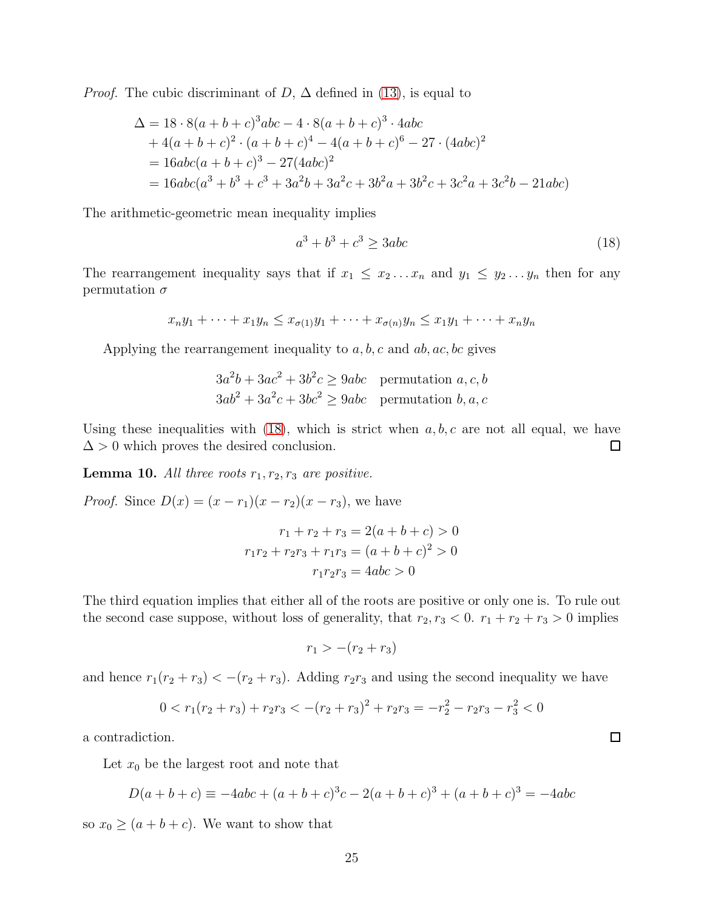*Proof.* The cubic discriminant of $D$, $\Delta$ defined in (13), is equal to

$$
\begin{aligned}
\Delta &= 18 \cdot 8(a+b+c)^3 abc - 4 \cdot 8(a+b+c)^3 \cdot 4abc \\
&\quad + 4(a+b+c)^2 \cdot (a+b+c)^4 - 4(a+b+c)^6 - 27 \cdot (4abc)^2 \\
&= 16abc(a+b+c)^3 - 27(4abc)^2 \\
&= 16abc(a^3+b^3+c^3+3a^2b+3a^2c+3b^2a+3b^2c+3c^2a+3c^2b-21abc)
\end{aligned}
$$

The arithmetic-geometric mean inequality implies

$$
a^3+b^3+c^3 \geq 3abc \tag{18}
$$

The rearrangement inequality says that if $x_1 \leq x_2 \ldots x_n$ and $y_1 \leq y_2 \ldots y_n$ then for any permutation $\sigma$

$$
x_n y_1 + \cdots + x_1 y_n \leq x_{\sigma(1)} y_1 + \cdots + x_{\sigma(n)} y_n \leq x_1 y_1 + \cdots + x_n y_n
$$

Applying the rearrangement inequality to $a, b, c$ and $ab, ac, bc$ gives

$$
\begin{aligned}
3a^2b + 3ac^2 + 3b^2c &\geq 9abc \quad \text{permutation } a, c, b \\
3ab^2 + 3a^2c + 3bc^2 &\geq 9abc \quad \text{permutation } b, a, c
\end{aligned}
$$

Using these inequalities with (18), which is strict when $a, b, c$ are not all equal, we have $\Delta > 0$ which proves the desired conclusion. ☐

**Lemma 10.** *All three roots $r_1, r_2, r_3$ are positive.*

*Proof.* Since $D(x) = (x-r_1)(x-r_2)(x-r_3)$, we have

$$
\begin{aligned}
r_1 + r_2 + r_3 &= 2(a+b+c) > 0 \\
r_1 r_2 + r_2 r_3 + r_1 r_3 &= (a+b+c)^2 > 0 \\
r_1 r_2 r_3 &= 4abc > 0
\end{aligned}
$$

The third equation implies that either all of the roots are positive or only one is. To rule out the second case suppose, without loss of generality, that $r_2, r_3 < 0$. $r_1 + r_2 + r_3 > 0$ implies

$$
r_1 > -(r_2 + r_3)
$$

and hence $r_1(r_2+r_3) < -(r_2+r_3)$. Adding $r_2 r_3$ and using the second inequality we have

$$
0 < r_1(r_2+r_3) + r_2 r_3 < -(r_2+r_3)^2 + r_2 r_3 = -r_2^2 - r_2 r_3 - r_3^2 < 0
$$

a contradiction. ☐

Let $x_0$ be the largest root and note that

$$
D(a+b+c) \equiv -4abc + (a+b+c)^3 c - 2(a+b+c)^3 + (a+b+c)^3 = -4abc
$$

so $x_0 \geq (a+b+c)$. We want to show that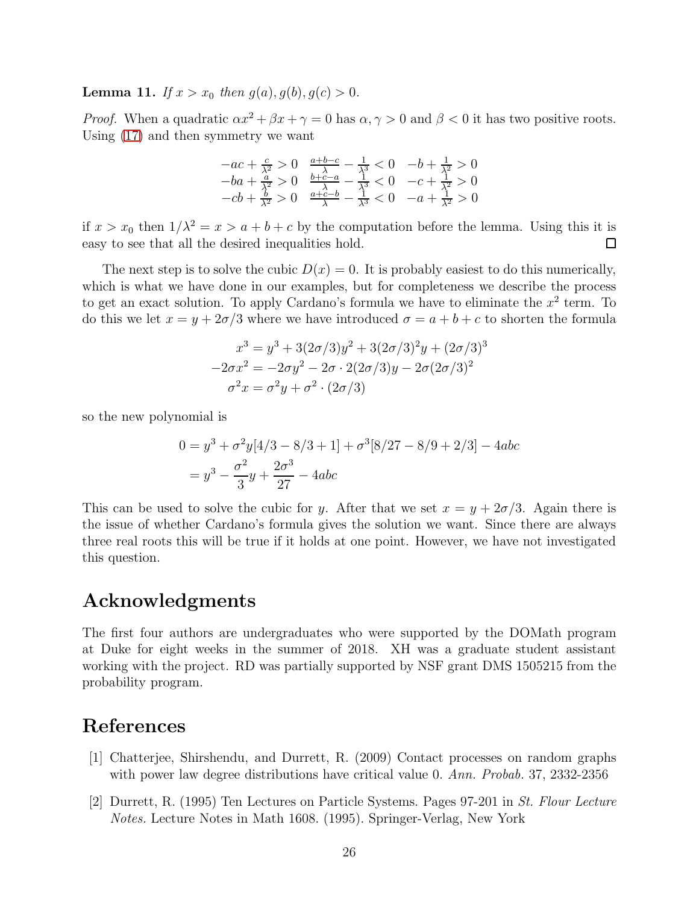**Lemma 11.** *If $x > x_0$ then $g(a), g(b), g(c) > 0$.*

*Proof.* When a quadratic $\alpha x^2 + \beta x + \gamma = 0$ has $\alpha, \gamma > 0$ and $\beta < 0$ it has two positive roots. Using (17) and then symmetry we want

$$
\begin{array}{lll}
-ac + \frac{c}{\lambda^2} > 0 & \frac{a+b-c}{\lambda} - \frac{1}{\lambda^3} < 0 & -b + \frac{1}{\lambda^2} > 0 \\
-ba + \frac{a}{\lambda^2} > 0 & \frac{b+c-a}{\lambda} - \frac{1}{\lambda^3} < 0 & -c + \frac{1}{\lambda^2} > 0 \\
-cb + \frac{b}{\lambda^2} > 0 & \frac{a+c-b}{\lambda} - \frac{1}{\lambda^3} < 0 & -a + \frac{1}{\lambda^2} > 0
\end{array}
$$

if $x > x_0$ then $1/\lambda^2 = x > a + b + c$ by the computation before the lemma. Using this it is easy to see that all the desired inequalities hold. □

The next step is to solve the cubic $D(x) = 0$. It is probably easiest to do this numerically, which is what we have done in our examples, but for completeness we describe the process to get an exact solution. To apply Cardano's formula we have to eliminate the $x^2$ term. To do this we let $x = y + 2\sigma/3$ where we have introduced $\sigma = a + b + c$ to shorten the formula

$$
\begin{aligned}
x^3 &= y^3 + 3(2\sigma/3)y^2 + 3(2\sigma/3)^2 y + (2\sigma/3)^3 \\
-2\sigma x^2 &= -2\sigma y^2 - 2\sigma \cdot 2(2\sigma/3)y - 2\sigma(2\sigma/3)^2 \\
\sigma^2 x &= \sigma^2 y + \sigma^2 \cdot (2\sigma/3)
\end{aligned}
$$

so the new polynomial is

$$
\begin{aligned}
0 &= y^3 + \sigma^2 y[4/3 - 8/3 + 1] + \sigma^3[8/27 - 8/9 + 2/3] - 4abc \\
&= y^3 - \frac{\sigma^2}{3} y + \frac{2\sigma^3}{27} - 4abc
\end{aligned}
$$

This can be used to solve the cubic for $y$. After that we set $x = y + 2\sigma/3$. Again there is the issue of whether Cardano's formula gives the solution we want. Since there are always three real roots this will be true if it holds at one point. However, we have not investigated this question.

## Acknowledgments

The first four authors are undergraduates who were supported by the DOMath program at Duke for eight weeks in the summer of 2018. XH was a graduate student assistant working with the project. RD was partially supported by NSF grant DMS 1505215 from the probability program.

## References

[1] Chatterjee, Shirshendu, and Durrett, R. (2009) Contact processes on random graphs with power law degree distributions have critical value 0. *Ann. Probab.* 37, 2332-2356

[2] Durrett, R. (1995) Ten Lectures on Particle Systems. Pages 97-201 in *St. Flour Lecture Notes.* Lecture Notes in Math 1608. (1995). Springer-Verlag, New York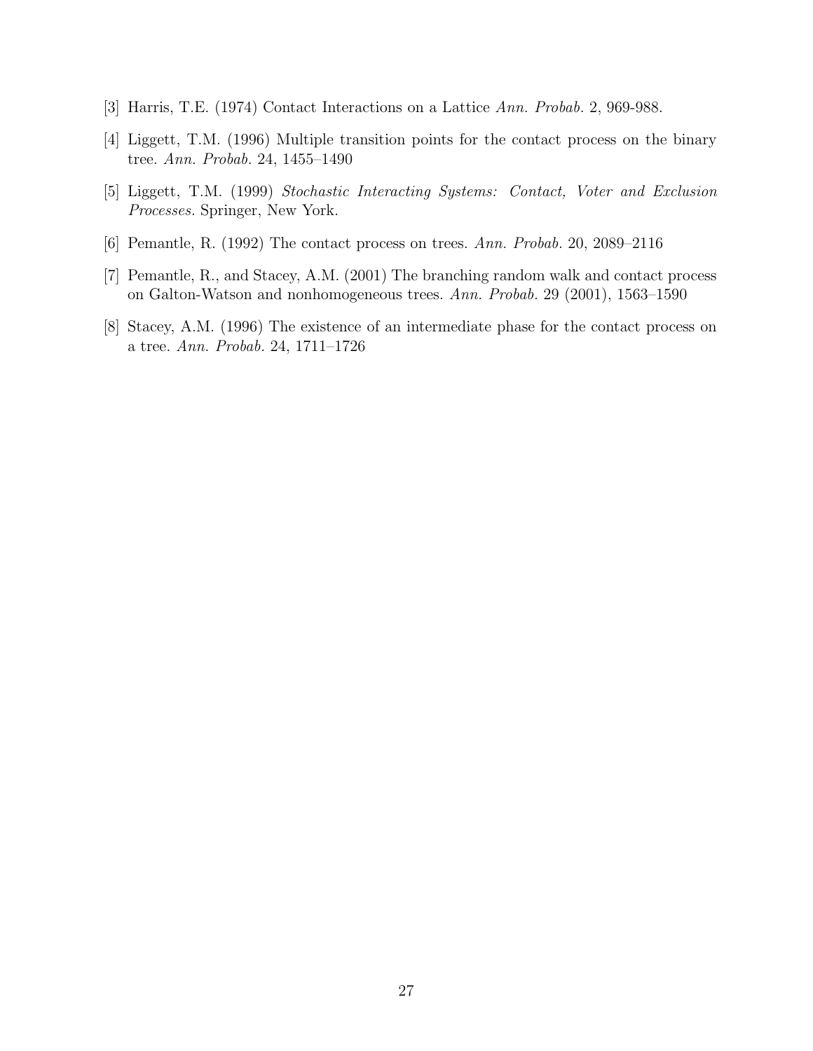[3] Harris, T.E. (1974) Contact Interactions on a Lattice *Ann. Probab.* 2, 969-988.

[4] Liggett, T.M. (1996) Multiple transition points for the contact process on the binary tree. *Ann. Probab.* 24, 1455–1490

[5] Liggett, T.M. (1999) *Stochastic Interacting Systems: Contact, Voter and Exclusion Processes.* Springer, New York.

[6] Pemantle, R. (1992) The contact process on trees. *Ann. Probab.* 20, 2089–2116

[7] Pemantle, R., and Stacey, A.M. (2001) The branching random walk and contact process on Galton-Watson and nonhomogeneous trees. *Ann. Probab.* 29 (2001), 1563–1590

[8] Stacey, A.M. (1996) The existence of an intermediate phase for the contact process on a tree. *Ann. Probab.* 24, 1711–1726